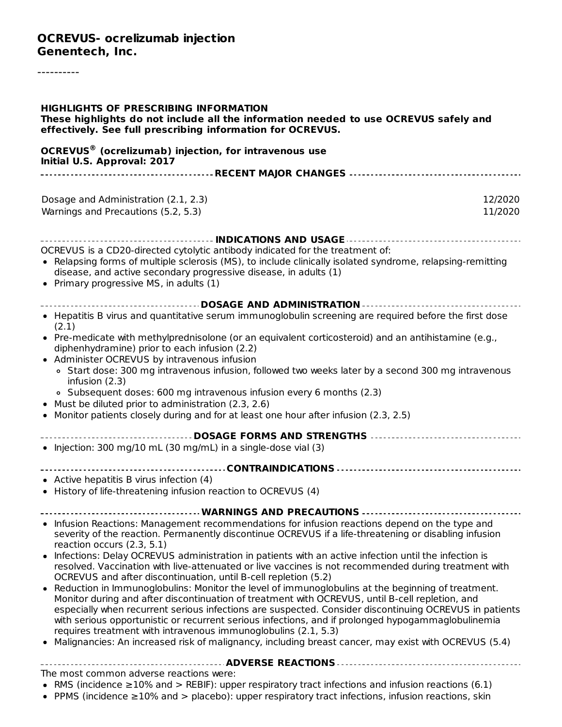# OCREVUS- ocrelizumab injection
**Genentech, Inc.**

----------

**HIGHLIGHTS OF PRESCRIBING INFORMATION**
**These highlights do not include all the information needed to use OCREVUS safely and effectively. See full prescribing information for OCREVUS.**

**OCREVUS® (ocrelizumab) injection, for intravenous use**
**Initial U.S. Approval: 2017**

## RECENT MAJOR CHANGES

| | |
|---|---|
| Dosage and Administration (2.1, 2.3) | 12/2020 |
| Warnings and Precautions (5.2, 5.3) | 11/2020 |

## INDICATIONS AND USAGE

OCREVUS is a CD20-directed cytolytic antibody indicated for the treatment of:

- Relapsing forms of multiple sclerosis (MS), to include clinically isolated syndrome, relapsing-remitting disease, and active secondary progressive disease, in adults (1)
- Primary progressive MS, in adults (1)

## DOSAGE AND ADMINISTRATION

- Hepatitis B virus and quantitative serum immunoglobulin screening are required before the first dose (2.1)
- Pre-medicate with methylprednisolone (or an equivalent corticosteroid) and an antihistamine (e.g., diphenhydramine) prior to each infusion (2.2)
- Administer OCREVUS by intravenous infusion
  - Start dose: 300 mg intravenous infusion, followed two weeks later by a second 300 mg intravenous infusion (2.3)
  - Subsequent doses: 600 mg intravenous infusion every 6 months (2.3)
- Must be diluted prior to administration (2.3, 2.6)
- Monitor patients closely during and for at least one hour after infusion (2.3, 2.5)

## DOSAGE FORMS AND STRENGTHS

- Injection: 300 mg/10 mL (30 mg/mL) in a single-dose vial (3)

## CONTRAINDICATIONS

- Active hepatitis B virus infection (4)
- History of life-threatening infusion reaction to OCREVUS (4)

## WARNINGS AND PRECAUTIONS

- Infusion Reactions: Management recommendations for infusion reactions depend on the type and severity of the reaction. Permanently discontinue OCREVUS if a life-threatening or disabling infusion reaction occurs (2.3, 5.1)
- Infections: Delay OCREVUS administration in patients with an active infection until the infection is resolved. Vaccination with live-attenuated or live vaccines is not recommended during treatment with OCREVUS and after discontinuation, until B-cell repletion (5.2)
- Reduction in Immunoglobulins: Monitor the level of immunoglobulins at the beginning of treatment. Monitor during and after discontinuation of treatment with OCREVUS, until B-cell repletion, and especially when recurrent serious infections are suspected. Consider discontinuing OCREVUS in patients with serious opportunistic or recurrent serious infections, and if prolonged hypogammaglobulinemia requires treatment with intravenous immunoglobulins (2.1, 5.3)
- Malignancies: An increased risk of malignancy, including breast cancer, may exist with OCREVUS (5.4)

## ADVERSE REACTIONS

The most common adverse reactions were:

- RMS (incidence ≥10% and > REBIF): upper respiratory tract infections and infusion reactions (6.1)
- PPMS (incidence ≥10% and > placebo): upper respiratory tract infections, infusion reactions, skin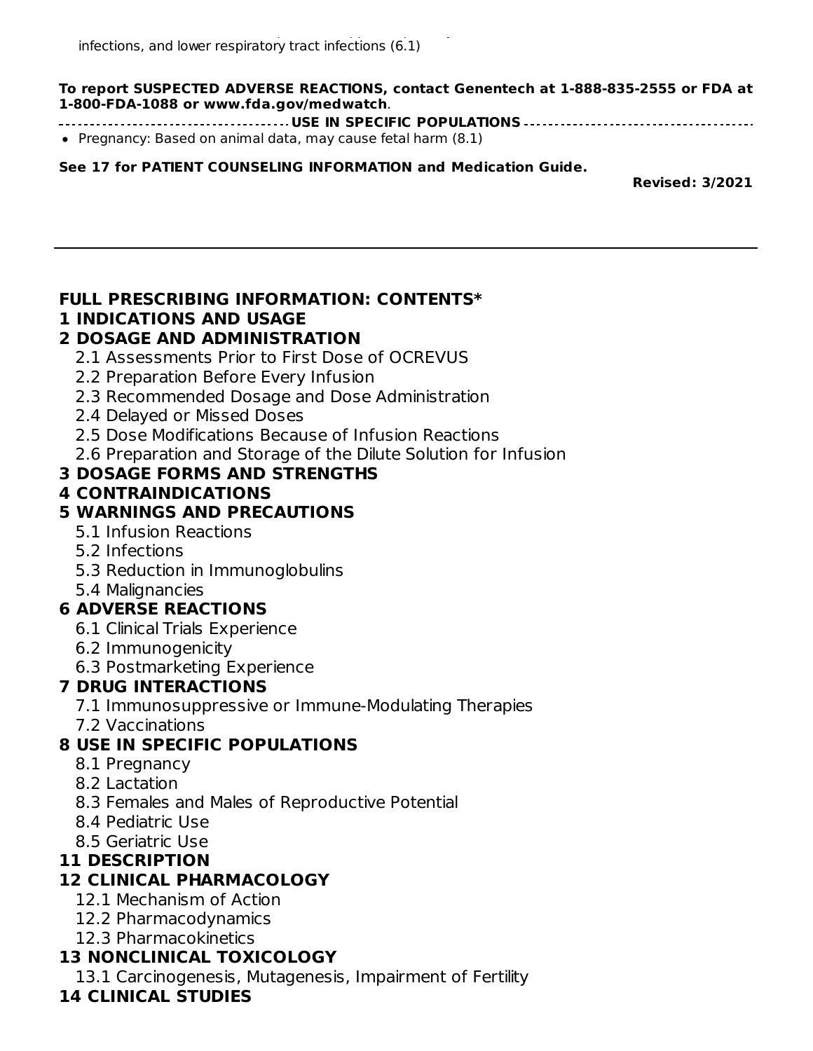infections, and lower respiratory tract infections (6.1)

**To report SUSPECTED ADVERSE REACTIONS, contact Genentech at 1-888-835-2555 or FDA at 1-800-FDA-1088 or www.fda.gov/medwatch**.

**USE IN SPECIFIC POPULATIONS**

- Pregnancy: Based on animal data, may cause fetal harm (8.1)

**See 17 for PATIENT COUNSELING INFORMATION and Medication Guide.**

**Revised: 3/2021**

---

## FULL PRESCRIBING INFORMATION: CONTENTS*

**1 INDICATIONS AND USAGE**

**2 DOSAGE AND ADMINISTRATION**

- 2.1 Assessments Prior to First Dose of OCREVUS
- 2.2 Preparation Before Every Infusion
- 2.3 Recommended Dosage and Dose Administration
- 2.4 Delayed or Missed Doses
- 2.5 Dose Modifications Because of Infusion Reactions
- 2.6 Preparation and Storage of the Dilute Solution for Infusion

**3 DOSAGE FORMS AND STRENGTHS**

**4 CONTRAINDICATIONS**

**5 WARNINGS AND PRECAUTIONS**

- 5.1 Infusion Reactions
- 5.2 Infections
- 5.3 Reduction in Immunoglobulins
- 5.4 Malignancies

**6 ADVERSE REACTIONS**

- 6.1 Clinical Trials Experience
- 6.2 Immunogenicity
- 6.3 Postmarketing Experience

**7 DRUG INTERACTIONS**

- 7.1 Immunosuppressive or Immune-Modulating Therapies
- 7.2 Vaccinations

**8 USE IN SPECIFIC POPULATIONS**

- 8.1 Pregnancy
- 8.2 Lactation
- 8.3 Females and Males of Reproductive Potential
- 8.4 Pediatric Use
- 8.5 Geriatric Use

**11 DESCRIPTION**

**12 CLINICAL PHARMACOLOGY**

- 12.1 Mechanism of Action
- 12.2 Pharmacodynamics
- 12.3 Pharmacokinetics

**13 NONCLINICAL TOXICOLOGY**

- 13.1 Carcinogenesis, Mutagenesis, Impairment of Fertility

**14 CLINICAL STUDIES**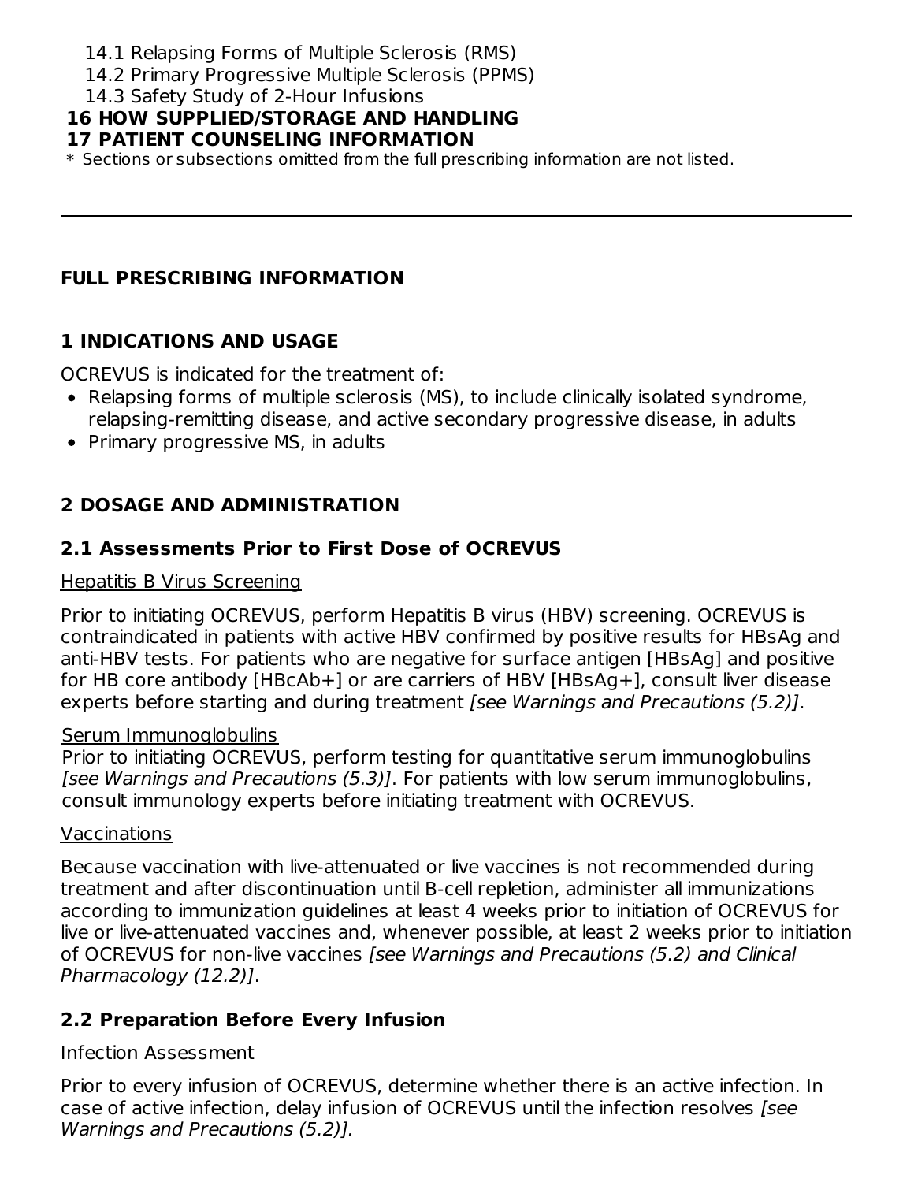14.1 Relapsing Forms of Multiple Sclerosis (RMS)
14.2 Primary Progressive Multiple Sclerosis (PPMS)
14.3 Safety Study of 2-Hour Infusions

**16 HOW SUPPLIED/STORAGE AND HANDLING**

**17 PATIENT COUNSELING INFORMATION**

\* Sections or subsections omitted from the full prescribing information are not listed.

---

## FULL PRESCRIBING INFORMATION

## 1 INDICATIONS AND USAGE

OCREVUS is indicated for the treatment of:

- Relapsing forms of multiple sclerosis (MS), to include clinically isolated syndrome, relapsing-remitting disease, and active secondary progressive disease, in adults
- Primary progressive MS, in adults

## 2 DOSAGE AND ADMINISTRATION

### 2.1 Assessments Prior to First Dose of OCREVUS

Hepatitis B Virus Screening

Prior to initiating OCREVUS, perform Hepatitis B virus (HBV) screening. OCREVUS is contraindicated in patients with active HBV confirmed by positive results for HBsAg and anti-HBV tests. For patients who are negative for surface antigen [HBsAg] and positive for HB core antibody [HBcAb+] or are carriers of HBV [HBsAg+], consult liver disease experts before starting and during treatment *[see Warnings and Precautions (5.2)]*.

Serum Immunoglobulins

Prior to initiating OCREVUS, perform testing for quantitative serum immunoglobulins *[see Warnings and Precautions (5.3)]*. For patients with low serum immunoglobulins, consult immunology experts before initiating treatment with OCREVUS.

Vaccinations

Because vaccination with live-attenuated or live vaccines is not recommended during treatment and after discontinuation until B-cell repletion, administer all immunizations according to immunization guidelines at least 4 weeks prior to initiation of OCREVUS for live or live-attenuated vaccines and, whenever possible, at least 2 weeks prior to initiation of OCREVUS for non-live vaccines *[see Warnings and Precautions (5.2) and Clinical Pharmacology (12.2)]*.

### 2.2 Preparation Before Every Infusion

Infection Assessment

Prior to every infusion of OCREVUS, determine whether there is an active infection. In case of active infection, delay infusion of OCREVUS until the infection resolves *[see Warnings and Precautions (5.2)].*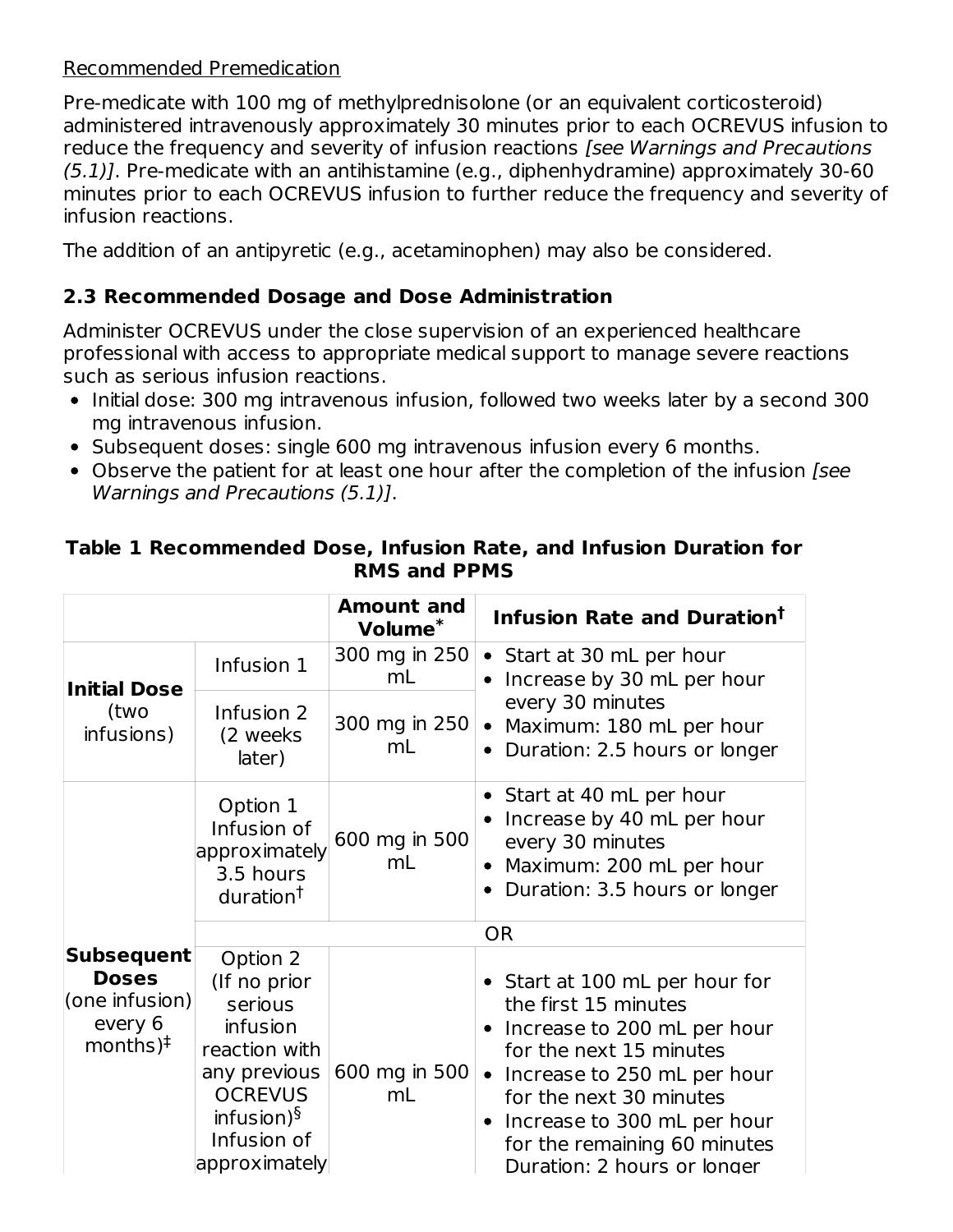Recommended Premedication

Pre-medicate with 100 mg of methylprednisolone (or an equivalent corticosteroid) administered intravenously approximately 30 minutes prior to each OCREVUS infusion to reduce the frequency and severity of infusion reactions *[see Warnings and Precautions (5.1)]*. Pre-medicate with an antihistamine (e.g., diphenhydramine) approximately 30-60 minutes prior to each OCREVUS infusion to further reduce the frequency and severity of infusion reactions.

The addition of an antipyretic (e.g., acetaminophen) may also be considered.

### 2.3 Recommended Dosage and Dose Administration

Administer OCREVUS under the close supervision of an experienced healthcare professional with access to appropriate medical support to manage severe reactions such as serious infusion reactions.

- Initial dose: 300 mg intravenous infusion, followed two weeks later by a second 300 mg intravenous infusion.
- Subsequent doses: single 600 mg intravenous infusion every 6 months.
- Observe the patient for at least one hour after the completion of the infusion *[see Warnings and Precautions (5.1)]*.

**Table 1 Recommended Dose, Infusion Rate, and Infusion Duration for RMS and PPMS**

| | | Amount and Volume* | Infusion Rate and Duration† |
|---|---|---|---|
| **Initial Dose** (two infusions) | Infusion 1 | 300 mg in 250 mL | • Start at 30 mL per hour<br>• Increase by 30 mL per hour every 30 minutes<br>• Maximum: 180 mL per hour<br>• Duration: 2.5 hours or longer |
| | Infusion 2 (2 weeks later) | 300 mg in 250 mL | |
| **Subsequent Doses** (one infusion) every 6 months)‡ | Option 1 Infusion of approximately 3.5 hours duration† | 600 mg in 500 mL | • Start at 40 mL per hour<br>• Increase by 40 mL per hour every 30 minutes<br>• Maximum: 200 mL per hour<br>• Duration: 3.5 hours or longer |
| | OR | | |
| | Option 2 (If no prior serious infusion reaction with any previous OCREVUS infusion)§ Infusion of approximately | 600 mg in 500 mL | • Start at 100 mL per hour for the first 15 minutes<br>• Increase to 200 mL per hour for the next 15 minutes<br>• Increase to 250 mL per hour for the next 30 minutes<br>• Increase to 300 mL per hour for the remaining 60 minutes<br>Duration: 2 hours or longer |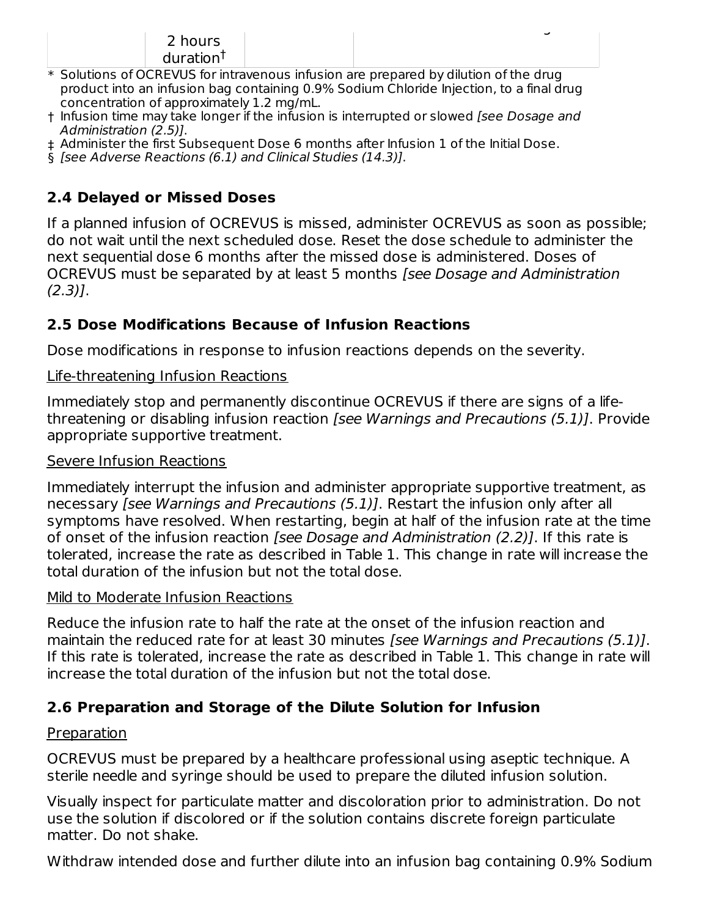| | 2 hours duration† | | |
|---|---|---|---|

\* Solutions of OCREVUS for intravenous infusion are prepared by dilution of the drug product into an infusion bag containing 0.9% Sodium Chloride Injection, to a final drug concentration of approximately 1.2 mg/mL.

† Infusion time may take longer if the infusion is interrupted or slowed *[see Dosage and Administration (2.5)]*.

‡ Administer the first Subsequent Dose 6 months after Infusion 1 of the Initial Dose.

§ *[see Adverse Reactions (6.1) and Clinical Studies (14.3)]*.

### 2.4 Delayed or Missed Doses

If a planned infusion of OCREVUS is missed, administer OCREVUS as soon as possible; do not wait until the next scheduled dose. Reset the dose schedule to administer the next sequential dose 6 months after the missed dose is administered. Doses of OCREVUS must be separated by at least 5 months *[see Dosage and Administration (2.3)]*.

### 2.5 Dose Modifications Because of Infusion Reactions

Dose modifications in response to infusion reactions depends on the severity.

Life-threatening Infusion Reactions

Immediately stop and permanently discontinue OCREVUS if there are signs of a life-threatening or disabling infusion reaction *[see Warnings and Precautions (5.1)]*. Provide appropriate supportive treatment.

Severe Infusion Reactions

Immediately interrupt the infusion and administer appropriate supportive treatment, as necessary *[see Warnings and Precautions (5.1)]*. Restart the infusion only after all symptoms have resolved. When restarting, begin at half of the infusion rate at the time of onset of the infusion reaction *[see Dosage and Administration (2.2)]*. If this rate is tolerated, increase the rate as described in Table 1. This change in rate will increase the total duration of the infusion but not the total dose.

Mild to Moderate Infusion Reactions

Reduce the infusion rate to half the rate at the onset of the infusion reaction and maintain the reduced rate for at least 30 minutes *[see Warnings and Precautions (5.1)]*. If this rate is tolerated, increase the rate as described in Table 1. This change in rate will increase the total duration of the infusion but not the total dose.

### 2.6 Preparation and Storage of the Dilute Solution for Infusion

Preparation

OCREVUS must be prepared by a healthcare professional using aseptic technique. A sterile needle and syringe should be used to prepare the diluted infusion solution.

Visually inspect for particulate matter and discoloration prior to administration. Do not use the solution if discolored or if the solution contains discrete foreign particulate matter. Do not shake.

Withdraw intended dose and further dilute into an infusion bag containing 0.9% Sodium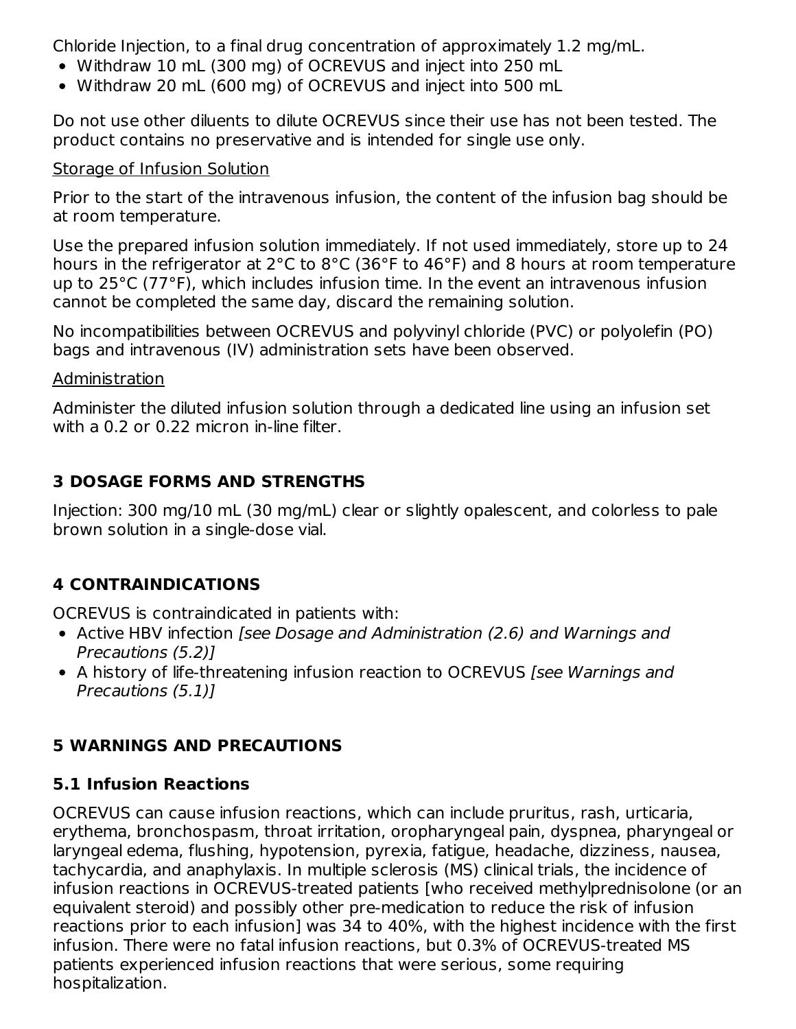Chloride Injection, to a final drug concentration of approximately 1.2 mg/mL.

- Withdraw 10 mL (300 mg) of OCREVUS and inject into 250 mL
- Withdraw 20 mL (600 mg) of OCREVUS and inject into 500 mL

Do not use other diluents to dilute OCREVUS since their use has not been tested. The product contains no preservative and is intended for single use only.

<u>Storage of Infusion Solution</u>

Prior to the start of the intravenous infusion, the content of the infusion bag should be at room temperature.

Use the prepared infusion solution immediately. If not used immediately, store up to 24 hours in the refrigerator at 2°C to 8°C (36°F to 46°F) and 8 hours at room temperature up to 25°C (77°F), which includes infusion time. In the event an intravenous infusion cannot be completed the same day, discard the remaining solution.

No incompatibilities between OCREVUS and polyvinyl chloride (PVC) or polyolefin (PO) bags and intravenous (IV) administration sets have been observed.

<u>Administration</u>

Administer the diluted infusion solution through a dedicated line using an infusion set with a 0.2 or 0.22 micron in-line filter.

## 3 DOSAGE FORMS AND STRENGTHS

Injection: 300 mg/10 mL (30 mg/mL) clear or slightly opalescent, and colorless to pale brown solution in a single-dose vial.

## 4 CONTRAINDICATIONS

OCREVUS is contraindicated in patients with:

- Active HBV infection *[see Dosage and Administration (2.6) and Warnings and Precautions (5.2)]*
- A history of life-threatening infusion reaction to OCREVUS *[see Warnings and Precautions (5.1)]*

## 5 WARNINGS AND PRECAUTIONS

### 5.1 Infusion Reactions

OCREVUS can cause infusion reactions, which can include pruritus, rash, urticaria, erythema, bronchospasm, throat irritation, oropharyngeal pain, dyspnea, pharyngeal or laryngeal edema, flushing, hypotension, pyrexia, fatigue, headache, dizziness, nausea, tachycardia, and anaphylaxis. In multiple sclerosis (MS) clinical trials, the incidence of infusion reactions in OCREVUS-treated patients [who received methylprednisolone (or an equivalent steroid) and possibly other pre-medication to reduce the risk of infusion reactions prior to each infusion] was 34 to 40%, with the highest incidence with the first infusion. There were no fatal infusion reactions, but 0.3% of OCREVUS-treated MS patients experienced infusion reactions that were serious, some requiring hospitalization.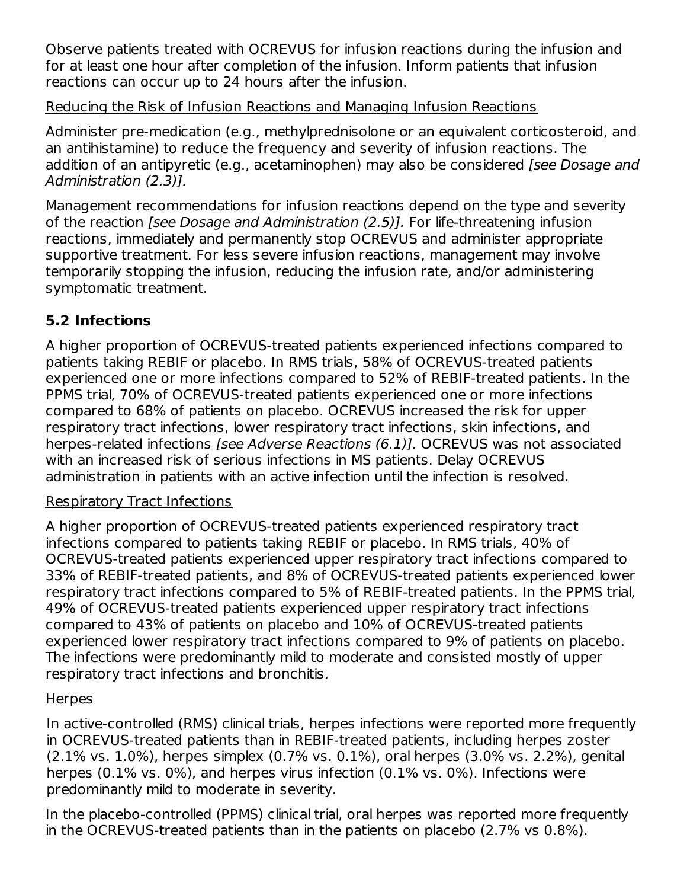Observe patients treated with OCREVUS for infusion reactions during the infusion and for at least one hour after completion of the infusion. Inform patients that infusion reactions can occur up to 24 hours after the infusion.

Reducing the Risk of Infusion Reactions and Managing Infusion Reactions

Administer pre-medication (e.g., methylprednisolone or an equivalent corticosteroid, and an antihistamine) to reduce the frequency and severity of infusion reactions. The addition of an antipyretic (e.g., acetaminophen) may also be considered *[see Dosage and Administration (2.3)].*

Management recommendations for infusion reactions depend on the type and severity of the reaction *[see Dosage and Administration (2.5)].* For life-threatening infusion reactions, immediately and permanently stop OCREVUS and administer appropriate supportive treatment. For less severe infusion reactions, management may involve temporarily stopping the infusion, reducing the infusion rate, and/or administering symptomatic treatment.

### 5.2 Infections

A higher proportion of OCREVUS-treated patients experienced infections compared to patients taking REBIF or placebo. In RMS trials, 58% of OCREVUS-treated patients experienced one or more infections compared to 52% of REBIF-treated patients. In the PPMS trial, 70% of OCREVUS-treated patients experienced one or more infections compared to 68% of patients on placebo. OCREVUS increased the risk for upper respiratory tract infections, lower respiratory tract infections, skin infections, and herpes-related infections *[see Adverse Reactions (6.1)].* OCREVUS was not associated with an increased risk of serious infections in MS patients. Delay OCREVUS administration in patients with an active infection until the infection is resolved.

Respiratory Tract Infections

A higher proportion of OCREVUS-treated patients experienced respiratory tract infections compared to patients taking REBIF or placebo. In RMS trials, 40% of OCREVUS-treated patients experienced upper respiratory tract infections compared to 33% of REBIF-treated patients, and 8% of OCREVUS-treated patients experienced lower respiratory tract infections compared to 5% of REBIF-treated patients. In the PPMS trial, 49% of OCREVUS-treated patients experienced upper respiratory tract infections compared to 43% of patients on placebo and 10% of OCREVUS-treated patients experienced lower respiratory tract infections compared to 9% of patients on placebo. The infections were predominantly mild to moderate and consisted mostly of upper respiratory tract infections and bronchitis.

Herpes

In active-controlled (RMS) clinical trials, herpes infections were reported more frequently in OCREVUS-treated patients than in REBIF-treated patients, including herpes zoster (2.1% vs. 1.0%), herpes simplex (0.7% vs. 0.1%), oral herpes (3.0% vs. 2.2%), genital herpes (0.1% vs. 0%), and herpes virus infection (0.1% vs. 0%). Infections were predominantly mild to moderate in severity.

In the placebo-controlled (PPMS) clinical trial, oral herpes was reported more frequently in the OCREVUS-treated patients than in the patients on placebo (2.7% vs 0.8%).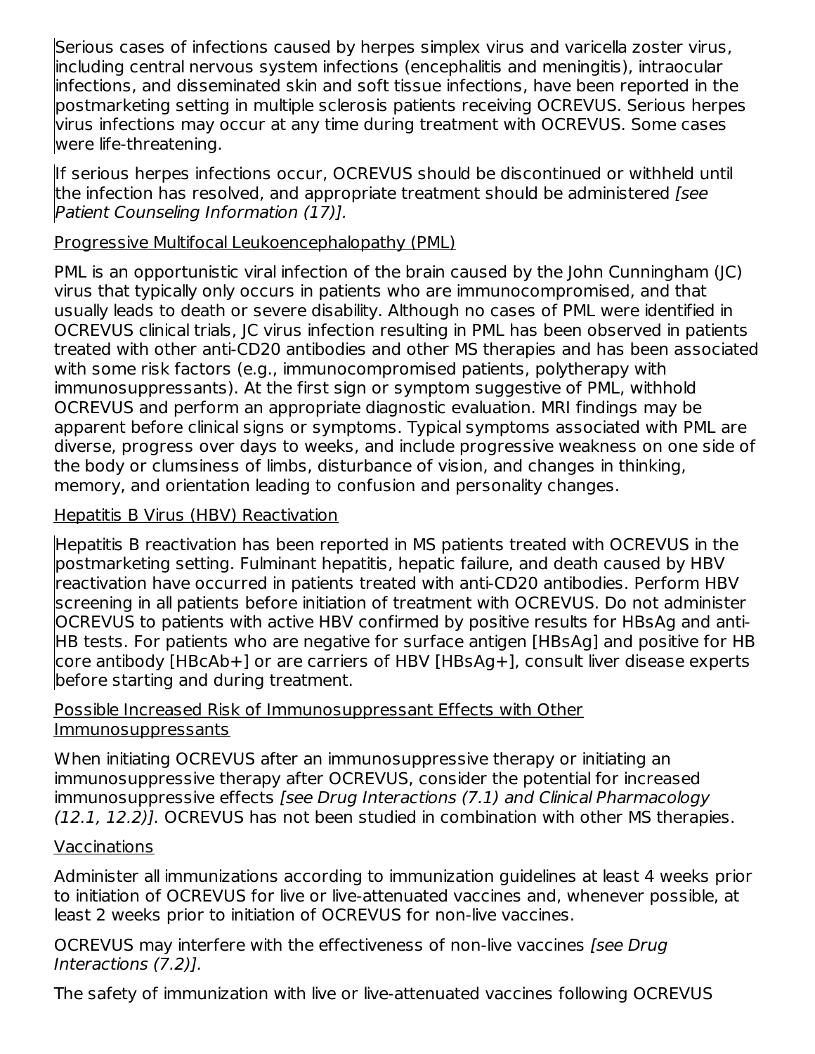Serious cases of infections caused by herpes simplex virus and varicella zoster virus, including central nervous system infections (encephalitis and meningitis), intraocular infections, and disseminated skin and soft tissue infections, have been reported in the postmarketing setting in multiple sclerosis patients receiving OCREVUS. Serious herpes virus infections may occur at any time during treatment with OCREVUS. Some cases were life-threatening.

If serious herpes infections occur, OCREVUS should be discontinued or withheld until the infection has resolved, and appropriate treatment should be administered *[see Patient Counseling Information (17)].*

<u>Progressive Multifocal Leukoencephalopathy (PML)</u>

PML is an opportunistic viral infection of the brain caused by the John Cunningham (JC) virus that typically only occurs in patients who are immunocompromised, and that usually leads to death or severe disability. Although no cases of PML were identified in OCREVUS clinical trials, JC virus infection resulting in PML has been observed in patients treated with other anti-CD20 antibodies and other MS therapies and has been associated with some risk factors (e.g., immunocompromised patients, polytherapy with immunosuppressants). At the first sign or symptom suggestive of PML, withhold OCREVUS and perform an appropriate diagnostic evaluation. MRI findings may be apparent before clinical signs or symptoms. Typical symptoms associated with PML are diverse, progress over days to weeks, and include progressive weakness on one side of the body or clumsiness of limbs, disturbance of vision, and changes in thinking, memory, and orientation leading to confusion and personality changes.

<u>Hepatitis B Virus (HBV) Reactivation</u>

Hepatitis B reactivation has been reported in MS patients treated with OCREVUS in the postmarketing setting. Fulminant hepatitis, hepatic failure, and death caused by HBV reactivation have occurred in patients treated with anti-CD20 antibodies. Perform HBV screening in all patients before initiation of treatment with OCREVUS. Do not administer OCREVUS to patients with active HBV confirmed by positive results for HBsAg and anti-HB tests. For patients who are negative for surface antigen [HBsAg] and positive for HB core antibody [HBcAb+] or are carriers of HBV [HBsAg+], consult liver disease experts before starting and during treatment.

<u>Possible Increased Risk of Immunosuppressant Effects with Other Immunosuppressants</u>

When initiating OCREVUS after an immunosuppressive therapy or initiating an immunosuppressive therapy after OCREVUS, consider the potential for increased immunosuppressive effects *[see Drug Interactions (7.1) and Clinical Pharmacology (12.1, 12.2)].* OCREVUS has not been studied in combination with other MS therapies.

<u>Vaccinations</u>

Administer all immunizations according to immunization guidelines at least 4 weeks prior to initiation of OCREVUS for live or live-attenuated vaccines and, whenever possible, at least 2 weeks prior to initiation of OCREVUS for non-live vaccines.

OCREVUS may interfere with the effectiveness of non-live vaccines *[see Drug Interactions (7.2)].*

The safety of immunization with live or live-attenuated vaccines following OCREVUS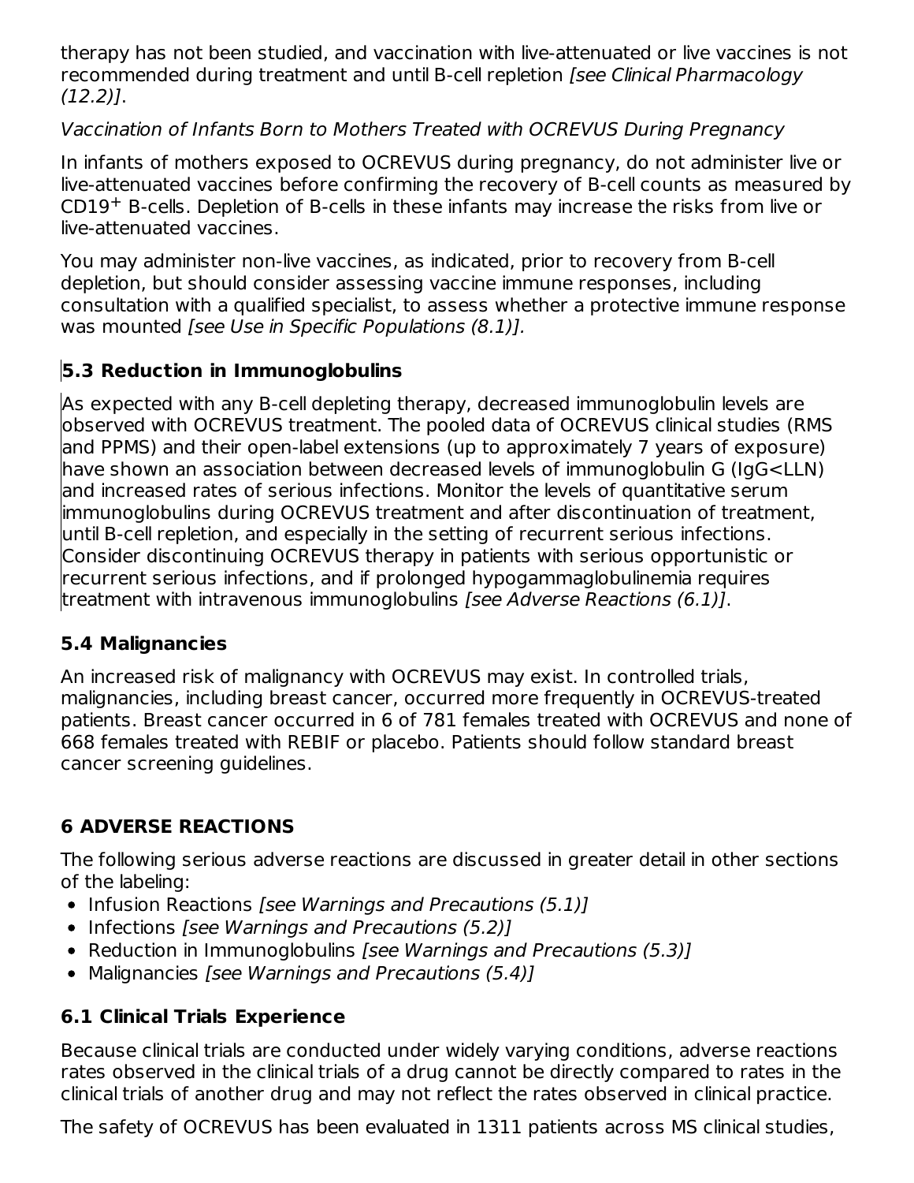therapy has not been studied, and vaccination with live-attenuated or live vaccines is not recommended during treatment and until B-cell repletion *[see Clinical Pharmacology (12.2)]*.

*Vaccination of Infants Born to Mothers Treated with OCREVUS During Pregnancy*

In infants of mothers exposed to OCREVUS during pregnancy, do not administer live or live-attenuated vaccines before confirming the recovery of B-cell counts as measured by $CD19^+$ B-cells. Depletion of B-cells in these infants may increase the risks from live or live-attenuated vaccines.

You may administer non-live vaccines, as indicated, prior to recovery from B-cell depletion, but should consider assessing vaccine immune responses, including consultation with a qualified specialist, to assess whether a protective immune response was mounted *[see Use in Specific Populations (8.1)].*

### 5.3 Reduction in Immunoglobulins

As expected with any B-cell depleting therapy, decreased immunoglobulin levels are observed with OCREVUS treatment. The pooled data of OCREVUS clinical studies (RMS and PPMS) and their open-label extensions (up to approximately 7 years of exposure) have shown an association between decreased levels of immunoglobulin G (IgG<LLN) and increased rates of serious infections. Monitor the levels of quantitative serum immunoglobulins during OCREVUS treatment and after discontinuation of treatment, until B-cell repletion, and especially in the setting of recurrent serious infections. Consider discontinuing OCREVUS therapy in patients with serious opportunistic or recurrent serious infections, and if prolonged hypogammaglobulinemia requires treatment with intravenous immunoglobulins *[see Adverse Reactions (6.1)]*.

### 5.4 Malignancies

An increased risk of malignancy with OCREVUS may exist. In controlled trials, malignancies, including breast cancer, occurred more frequently in OCREVUS-treated patients. Breast cancer occurred in 6 of 781 females treated with OCREVUS and none of 668 females treated with REBIF or placebo. Patients should follow standard breast cancer screening guidelines.

## 6 ADVERSE REACTIONS

The following serious adverse reactions are discussed in greater detail in other sections of the labeling:

- Infusion Reactions *[see Warnings and Precautions (5.1)]*
- Infections *[see Warnings and Precautions (5.2)]*
- Reduction in Immunoglobulins *[see Warnings and Precautions (5.3)]*
- Malignancies *[see Warnings and Precautions (5.4)]*

### 6.1 Clinical Trials Experience

Because clinical trials are conducted under widely varying conditions, adverse reactions rates observed in the clinical trials of a drug cannot be directly compared to rates in the clinical trials of another drug and may not reflect the rates observed in clinical practice.

The safety of OCREVUS has been evaluated in 1311 patients across MS clinical studies,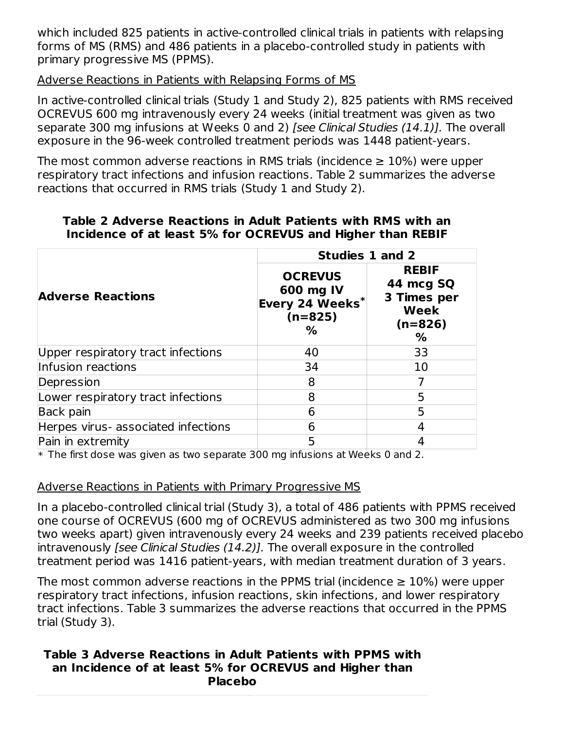which included 825 patients in active-controlled clinical trials in patients with relapsing forms of MS (RMS) and 486 patients in a placebo-controlled study in patients with primary progressive MS (PPMS).

Adverse Reactions in Patients with Relapsing Forms of MS

In active-controlled clinical trials (Study 1 and Study 2), 825 patients with RMS received OCREVUS 600 mg intravenously every 24 weeks (initial treatment was given as two separate 300 mg infusions at Weeks 0 and 2) *[see Clinical Studies (14.1)]*. The overall exposure in the 96-week controlled treatment periods was 1448 patient-years.

The most common adverse reactions in RMS trials (incidence ≥ 10%) were upper respiratory tract infections and infusion reactions. Table 2 summarizes the adverse reactions that occurred in RMS trials (Study 1 and Study 2).

**Table 2 Adverse Reactions in Adult Patients with RMS with an Incidence of at least 5% for OCREVUS and Higher than REBIF**

| Adverse Reactions | Studies 1 and 2 | |
|---|---|---|
| | **OCREVUS 600 mg IV Every 24 Weeks* (n=825) %** | **REBIF 44 mcg SQ 3 Times per Week (n=826) %** |
| Upper respiratory tract infections | 40 | 33 |
| Infusion reactions | 34 | 10 |
| Depression | 8 | 7 |
| Lower respiratory tract infections | 8 | 5 |
| Back pain | 6 | 5 |
| Herpes virus- associated infections | 6 | 4 |
| Pain in extremity | 5 | 4 |

* The first dose was given as two separate 300 mg infusions at Weeks 0 and 2.

Adverse Reactions in Patients with Primary Progressive MS

In a placebo-controlled clinical trial (Study 3), a total of 486 patients with PPMS received one course of OCREVUS (600 mg of OCREVUS administered as two 300 mg infusions two weeks apart) given intravenously every 24 weeks and 239 patients received placebo intravenously *[see Clinical Studies (14.2)]*. The overall exposure in the controlled treatment period was 1416 patient-years, with median treatment duration of 3 years.

The most common adverse reactions in the PPMS trial (incidence ≥ 10%) were upper respiratory tract infections, infusion reactions, skin infections, and lower respiratory tract infections. Table 3 summarizes the adverse reactions that occurred in the PPMS trial (Study 3).

**Table 3 Adverse Reactions in Adult Patients with PPMS with an Incidence of at least 5% for OCREVUS and Higher than Placebo**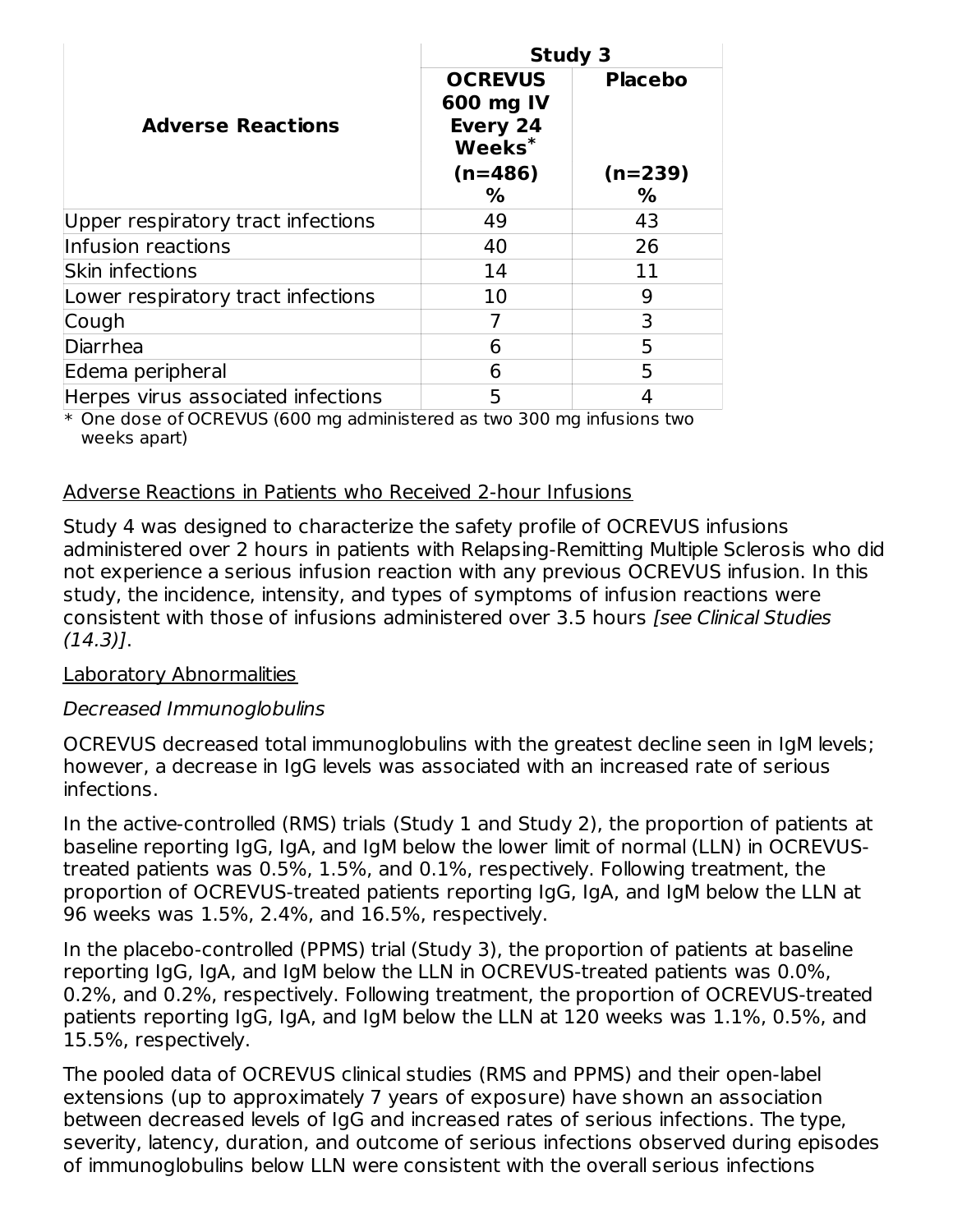| Adverse Reactions | Study 3 | |
|---|---|---|
| | OCREVUS 600 mg IV Every 24 Weeks* (n=486) % | Placebo (n=239) % |
| Upper respiratory tract infections | 49 | 43 |
| Infusion reactions | 40 | 26 |
| Skin infections | 14 | 11 |
| Lower respiratory tract infections | 10 | 9 |
| Cough | 7 | 3 |
| Diarrhea | 6 | 5 |
| Edema peripheral | 6 | 5 |
| Herpes virus associated infections | 5 | 4 |

* One dose of OCREVUS (600 mg administered as two 300 mg infusions two weeks apart)

Adverse Reactions in Patients who Received 2-hour Infusions

Study 4 was designed to characterize the safety profile of OCREVUS infusions administered over 2 hours in patients with Relapsing-Remitting Multiple Sclerosis who did not experience a serious infusion reaction with any previous OCREVUS infusion. In this study, the incidence, intensity, and types of symptoms of infusion reactions were consistent with those of infusions administered over 3.5 hours *[see Clinical Studies (14.3)]*.

Laboratory Abnormalities

*Decreased Immunoglobulins*

OCREVUS decreased total immunoglobulins with the greatest decline seen in IgM levels; however, a decrease in IgG levels was associated with an increased rate of serious infections.

In the active-controlled (RMS) trials (Study 1 and Study 2), the proportion of patients at baseline reporting IgG, IgA, and IgM below the lower limit of normal (LLN) in OCREVUS-treated patients was 0.5%, 1.5%, and 0.1%, respectively. Following treatment, the proportion of OCREVUS-treated patients reporting IgG, IgA, and IgM below the LLN at 96 weeks was 1.5%, 2.4%, and 16.5%, respectively.

In the placebo-controlled (PPMS) trial (Study 3), the proportion of patients at baseline reporting IgG, IgA, and IgM below the LLN in OCREVUS-treated patients was 0.0%, 0.2%, and 0.2%, respectively. Following treatment, the proportion of OCREVUS-treated patients reporting IgG, IgA, and IgM below the LLN at 120 weeks was 1.1%, 0.5%, and 15.5%, respectively.

The pooled data of OCREVUS clinical studies (RMS and PPMS) and their open-label extensions (up to approximately 7 years of exposure) have shown an association between decreased levels of IgG and increased rates of serious infections. The type, severity, latency, duration, and outcome of serious infections observed during episodes of immunoglobulins below LLN were consistent with the overall serious infections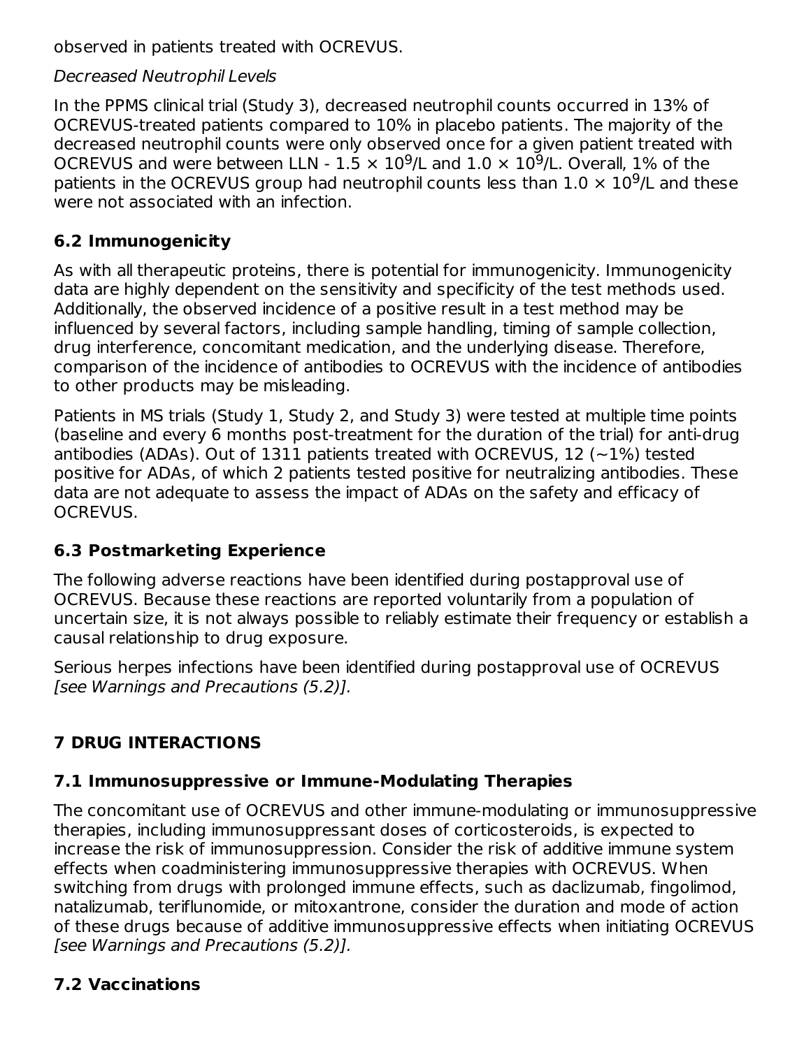observed in patients treated with OCREVUS.

*Decreased Neutrophil Levels*

In the PPMS clinical trial (Study 3), decreased neutrophil counts occurred in 13% of OCREVUS-treated patients compared to 10% in placebo patients. The majority of the decreased neutrophil counts were only observed once for a given patient treated with OCREVUS and were between LLN - $1.5 \times 10^9$/L and $1.0 \times 10^9$/L. Overall, 1% of the patients in the OCREVUS group had neutrophil counts less than $1.0 \times 10^9$/L and these were not associated with an infection.

## 6.2 Immunogenicity

As with all therapeutic proteins, there is potential for immunogenicity. Immunogenicity data are highly dependent on the sensitivity and specificity of the test methods used. Additionally, the observed incidence of a positive result in a test method may be influenced by several factors, including sample handling, timing of sample collection, drug interference, concomitant medication, and the underlying disease. Therefore, comparison of the incidence of antibodies to OCREVUS with the incidence of antibodies to other products may be misleading.

Patients in MS trials (Study 1, Study 2, and Study 3) were tested at multiple time points (baseline and every 6 months post-treatment for the duration of the trial) for anti-drug antibodies (ADAs). Out of 1311 patients treated with OCREVUS, 12 (~1%) tested positive for ADAs, of which 2 patients tested positive for neutralizing antibodies. These data are not adequate to assess the impact of ADAs on the safety and efficacy of OCREVUS.

## 6.3 Postmarketing Experience

The following adverse reactions have been identified during postapproval use of OCREVUS. Because these reactions are reported voluntarily from a population of uncertain size, it is not always possible to reliably estimate their frequency or establish a causal relationship to drug exposure.

Serious herpes infections have been identified during postapproval use of OCREVUS *[see Warnings and Precautions (5.2)]*.

# 7 DRUG INTERACTIONS

## 7.1 Immunosuppressive or Immune-Modulating Therapies

The concomitant use of OCREVUS and other immune-modulating or immunosuppressive therapies, including immunosuppressant doses of corticosteroids, is expected to increase the risk of immunosuppression. Consider the risk of additive immune system effects when coadministering immunosuppressive therapies with OCREVUS. When switching from drugs with prolonged immune effects, such as daclizumab, fingolimod, natalizumab, teriflunomide, or mitoxantrone, consider the duration and mode of action of these drugs because of additive immunosuppressive effects when initiating OCREVUS *[see Warnings and Precautions (5.2)]*.

## 7.2 Vaccinations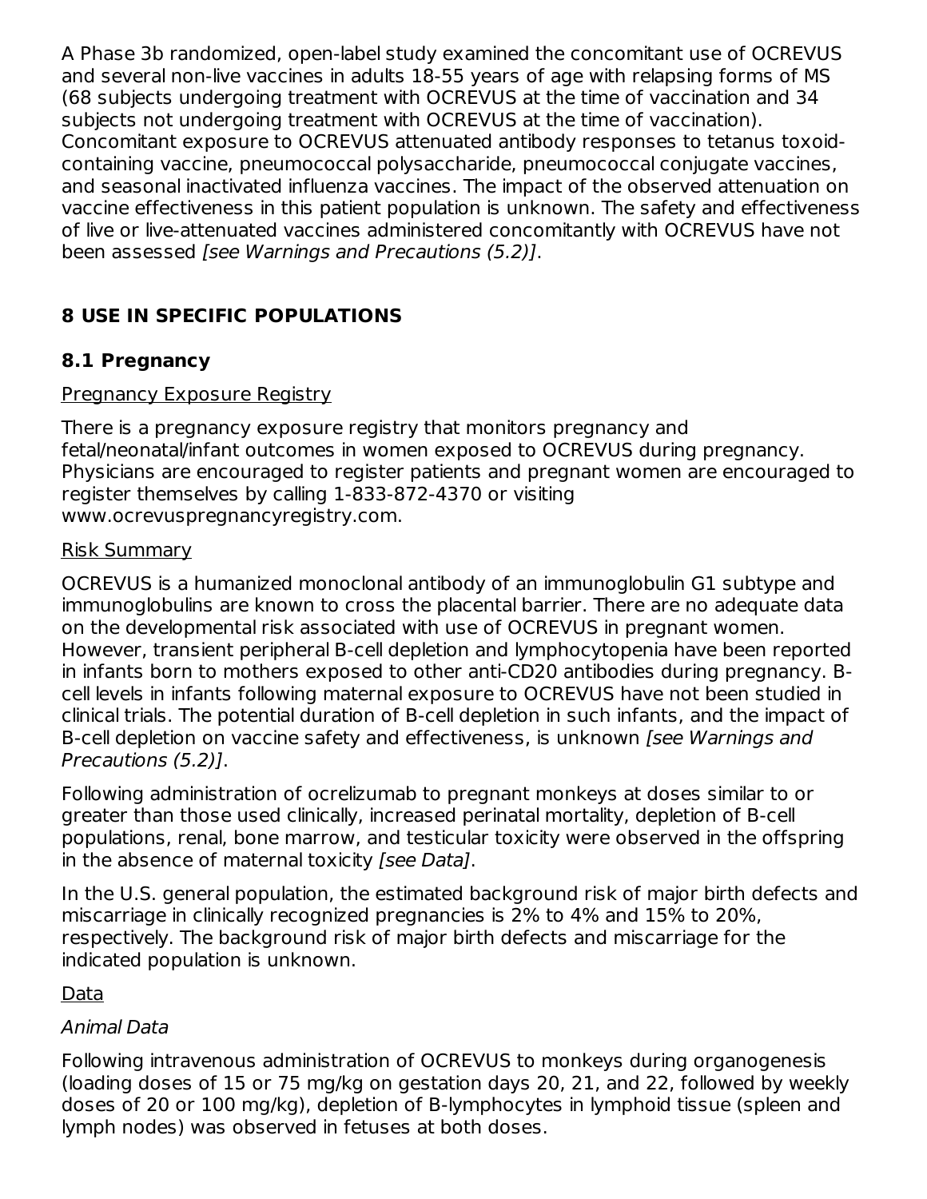A Phase 3b randomized, open-label study examined the concomitant use of OCREVUS and several non-live vaccines in adults 18-55 years of age with relapsing forms of MS (68 subjects undergoing treatment with OCREVUS at the time of vaccination and 34 subjects not undergoing treatment with OCREVUS at the time of vaccination). Concomitant exposure to OCREVUS attenuated antibody responses to tetanus toxoid-containing vaccine, pneumococcal polysaccharide, pneumococcal conjugate vaccines, and seasonal inactivated influenza vaccines. The impact of the observed attenuation on vaccine effectiveness in this patient population is unknown. The safety and effectiveness of live or live-attenuated vaccines administered concomitantly with OCREVUS have not been assessed *[see Warnings and Precautions (5.2)]*.

## 8 USE IN SPECIFIC POPULATIONS

### 8.1 Pregnancy

<u>Pregnancy Exposure Registry</u>

There is a pregnancy exposure registry that monitors pregnancy and fetal/neonatal/infant outcomes in women exposed to OCREVUS during pregnancy. Physicians are encouraged to register patients and pregnant women are encouraged to register themselves by calling 1-833-872-4370 or visiting www.ocrevuspregnancyregistry.com.

<u>Risk Summary</u>

OCREVUS is a humanized monoclonal antibody of an immunoglobulin G1 subtype and immunoglobulins are known to cross the placental barrier. There are no adequate data on the developmental risk associated with use of OCREVUS in pregnant women. However, transient peripheral B-cell depletion and lymphocytopenia have been reported in infants born to mothers exposed to other anti-CD20 antibodies during pregnancy. B-cell levels in infants following maternal exposure to OCREVUS have not been studied in clinical trials. The potential duration of B-cell depletion in such infants, and the impact of B-cell depletion on vaccine safety and effectiveness, is unknown *[see Warnings and Precautions (5.2)]*.

Following administration of ocrelizumab to pregnant monkeys at doses similar to or greater than those used clinically, increased perinatal mortality, depletion of B-cell populations, renal, bone marrow, and testicular toxicity were observed in the offspring in the absence of maternal toxicity *[see Data]*.

In the U.S. general population, the estimated background risk of major birth defects and miscarriage in clinically recognized pregnancies is 2% to 4% and 15% to 20%, respectively. The background risk of major birth defects and miscarriage for the indicated population is unknown.

<u>Data</u>

*Animal Data*

Following intravenous administration of OCREVUS to monkeys during organogenesis (loading doses of 15 or 75 mg/kg on gestation days 20, 21, and 22, followed by weekly doses of 20 or 100 mg/kg), depletion of B-lymphocytes in lymphoid tissue (spleen and lymph nodes) was observed in fetuses at both doses.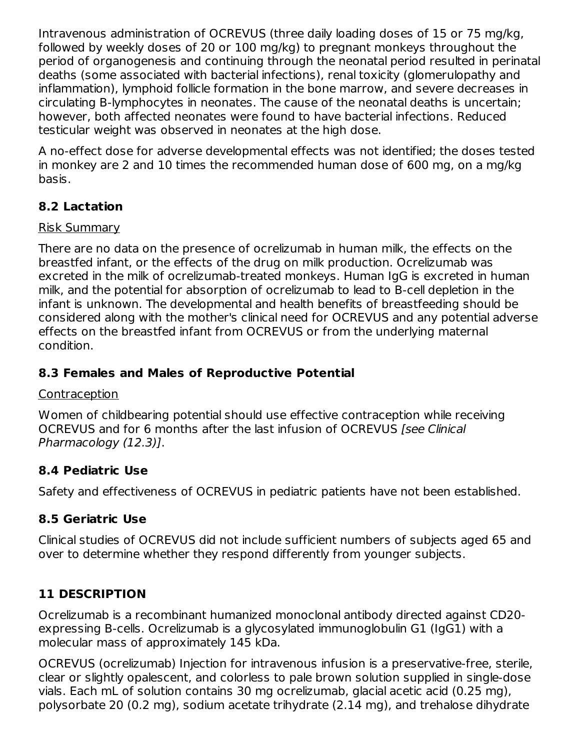Intravenous administration of OCREVUS (three daily loading doses of 15 or 75 mg/kg, followed by weekly doses of 20 or 100 mg/kg) to pregnant monkeys throughout the period of organogenesis and continuing through the neonatal period resulted in perinatal deaths (some associated with bacterial infections), renal toxicity (glomerulopathy and inflammation), lymphoid follicle formation in the bone marrow, and severe decreases in circulating B-lymphocytes in neonates. The cause of the neonatal deaths is uncertain; however, both affected neonates were found to have bacterial infections. Reduced testicular weight was observed in neonates at the high dose.

A no-effect dose for adverse developmental effects was not identified; the doses tested in monkey are 2 and 10 times the recommended human dose of 600 mg, on a mg/kg basis.

### 8.2 Lactation

Risk Summary

There are no data on the presence of ocrelizumab in human milk, the effects on the breastfed infant, or the effects of the drug on milk production. Ocrelizumab was excreted in the milk of ocrelizumab-treated monkeys. Human IgG is excreted in human milk, and the potential for absorption of ocrelizumab to lead to B-cell depletion in the infant is unknown. The developmental and health benefits of breastfeeding should be considered along with the mother's clinical need for OCREVUS and any potential adverse effects on the breastfed infant from OCREVUS or from the underlying maternal condition.

### 8.3 Females and Males of Reproductive Potential

Contraception

Women of childbearing potential should use effective contraception while receiving OCREVUS and for 6 months after the last infusion of OCREVUS *[see Clinical Pharmacology (12.3)]*.

### 8.4 Pediatric Use

Safety and effectiveness of OCREVUS in pediatric patients have not been established.

### 8.5 Geriatric Use

Clinical studies of OCREVUS did not include sufficient numbers of subjects aged 65 and over to determine whether they respond differently from younger subjects.

## 11 DESCRIPTION

Ocrelizumab is a recombinant humanized monoclonal antibody directed against CD20-expressing B-cells. Ocrelizumab is a glycosylated immunoglobulin G1 (IgG1) with a molecular mass of approximately 145 kDa.

OCREVUS (ocrelizumab) Injection for intravenous infusion is a preservative-free, sterile, clear or slightly opalescent, and colorless to pale brown solution supplied in single-dose vials. Each mL of solution contains 30 mg ocrelizumab, glacial acetic acid (0.25 mg), polysorbate 20 (0.2 mg), sodium acetate trihydrate (2.14 mg), and trehalose dihydrate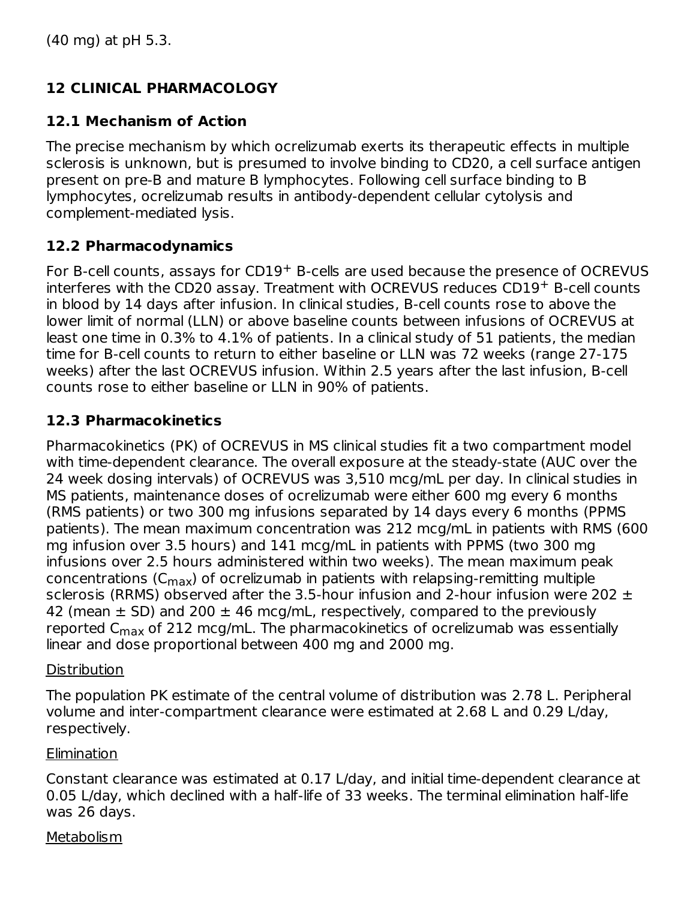(40 mg) at pH 5.3.

## 12 CLINICAL PHARMACOLOGY

### 12.1 Mechanism of Action

The precise mechanism by which ocrelizumab exerts its therapeutic effects in multiple sclerosis is unknown, but is presumed to involve binding to CD20, a cell surface antigen present on pre-B and mature B lymphocytes. Following cell surface binding to B lymphocytes, ocrelizumab results in antibody-dependent cellular cytolysis and complement-mediated lysis.

### 12.2 Pharmacodynamics

For B-cell counts, assays for $CD19^+$ B-cells are used because the presence of OCREVUS interferes with the CD20 assay. Treatment with OCREVUS reduces $CD19^+$ B-cell counts in blood by 14 days after infusion. In clinical studies, B-cell counts rose to above the lower limit of normal (LLN) or above baseline counts between infusions of OCREVUS at least one time in 0.3% to 4.1% of patients. In a clinical study of 51 patients, the median time for B-cell counts to return to either baseline or LLN was 72 weeks (range 27-175 weeks) after the last OCREVUS infusion. Within 2.5 years after the last infusion, B-cell counts rose to either baseline or LLN in 90% of patients.

### 12.3 Pharmacokinetics

Pharmacokinetics (PK) of OCREVUS in MS clinical studies fit a two compartment model with time-dependent clearance. The overall exposure at the steady-state (AUC over the 24 week dosing intervals) of OCREVUS was 3,510 mcg/mL per day. In clinical studies in MS patients, maintenance doses of ocrelizumab were either 600 mg every 6 months (RMS patients) or two 300 mg infusions separated by 14 days every 6 months (PPMS patients). The mean maximum concentration was 212 mcg/mL in patients with RMS (600 mg infusion over 3.5 hours) and 141 mcg/mL in patients with PPMS (two 300 mg infusions over 2.5 hours administered within two weeks). The mean maximum peak concentrations ($C_{max}$) of ocrelizumab in patients with relapsing-remitting multiple sclerosis (RRMS) observed after the 3.5-hour infusion and 2-hour infusion were 202 ± 42 (mean ± SD) and 200 ± 46 mcg/mL, respectively, compared to the previously reported $C_{max}$ of 212 mcg/mL. The pharmacokinetics of ocrelizumab was essentially linear and dose proportional between 400 mg and 2000 mg.

Distribution

The population PK estimate of the central volume of distribution was 2.78 L. Peripheral volume and inter-compartment clearance were estimated at 2.68 L and 0.29 L/day, respectively.

Elimination

Constant clearance was estimated at 0.17 L/day, and initial time-dependent clearance at 0.05 L/day, which declined with a half-life of 33 weeks. The terminal elimination half-life was 26 days.

Metabolism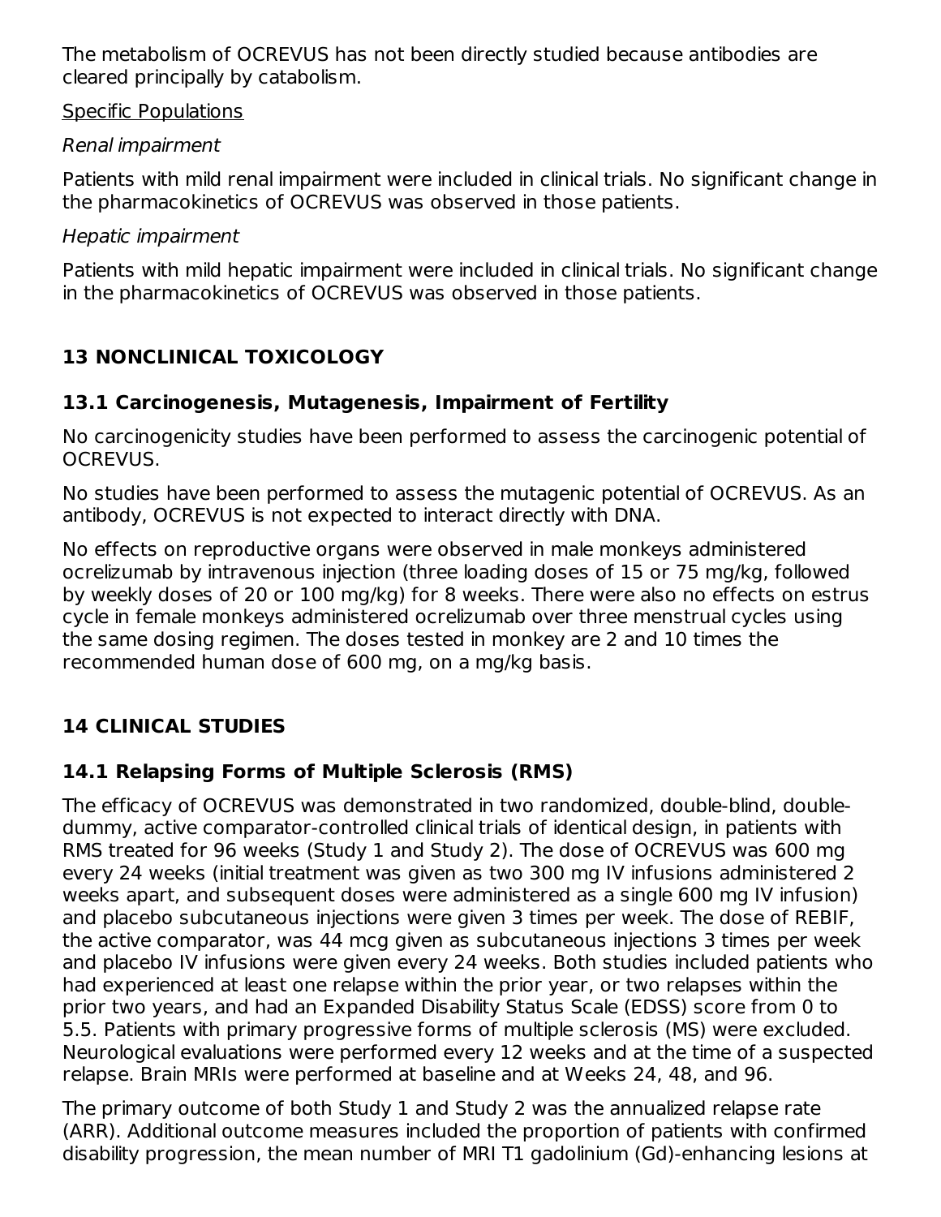The metabolism of OCREVUS has not been directly studied because antibodies are cleared principally by catabolism.

Specific Populations

*Renal impairment*

Patients with mild renal impairment were included in clinical trials. No significant change in the pharmacokinetics of OCREVUS was observed in those patients.

*Hepatic impairment*

Patients with mild hepatic impairment were included in clinical trials. No significant change in the pharmacokinetics of OCREVUS was observed in those patients.

## 13 NONCLINICAL TOXICOLOGY

### 13.1 Carcinogenesis, Mutagenesis, Impairment of Fertility

No carcinogenicity studies have been performed to assess the carcinogenic potential of OCREVUS.

No studies have been performed to assess the mutagenic potential of OCREVUS. As an antibody, OCREVUS is not expected to interact directly with DNA.

No effects on reproductive organs were observed in male monkeys administered ocrelizumab by intravenous injection (three loading doses of 15 or 75 mg/kg, followed by weekly doses of 20 or 100 mg/kg) for 8 weeks. There were also no effects on estrus cycle in female monkeys administered ocrelizumab over three menstrual cycles using the same dosing regimen. The doses tested in monkey are 2 and 10 times the recommended human dose of 600 mg, on a mg/kg basis.

## 14 CLINICAL STUDIES

### 14.1 Relapsing Forms of Multiple Sclerosis (RMS)

The efficacy of OCREVUS was demonstrated in two randomized, double-blind, double-dummy, active comparator-controlled clinical trials of identical design, in patients with RMS treated for 96 weeks (Study 1 and Study 2). The dose of OCREVUS was 600 mg every 24 weeks (initial treatment was given as two 300 mg IV infusions administered 2 weeks apart, and subsequent doses were administered as a single 600 mg IV infusion) and placebo subcutaneous injections were given 3 times per week. The dose of REBIF, the active comparator, was 44 mcg given as subcutaneous injections 3 times per week and placebo IV infusions were given every 24 weeks. Both studies included patients who had experienced at least one relapse within the prior year, or two relapses within the prior two years, and had an Expanded Disability Status Scale (EDSS) score from 0 to 5.5. Patients with primary progressive forms of multiple sclerosis (MS) were excluded. Neurological evaluations were performed every 12 weeks and at the time of a suspected relapse. Brain MRIs were performed at baseline and at Weeks 24, 48, and 96.

The primary outcome of both Study 1 and Study 2 was the annualized relapse rate (ARR). Additional outcome measures included the proportion of patients with confirmed disability progression, the mean number of MRI T1 gadolinium (Gd)-enhancing lesions at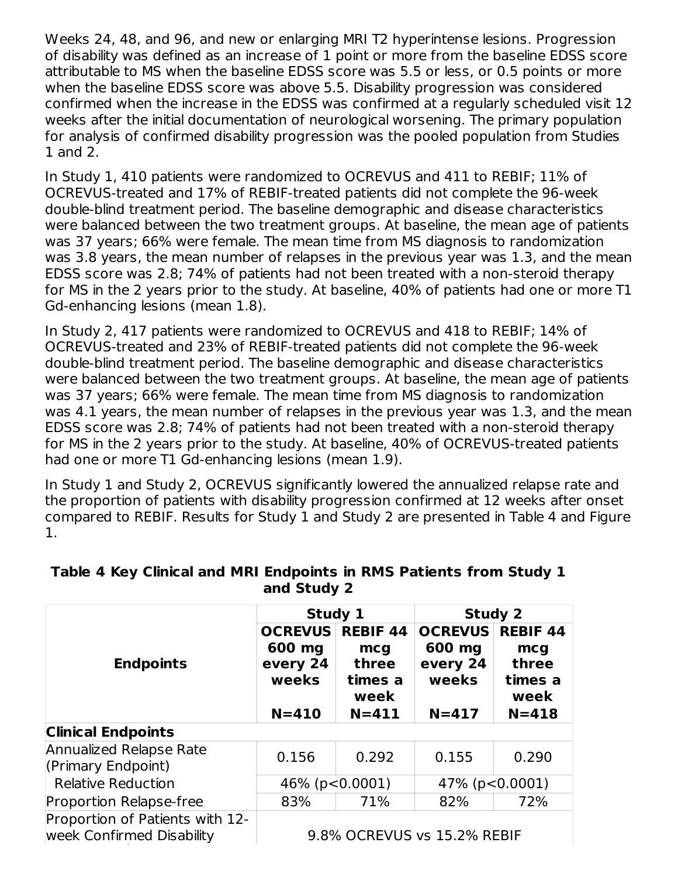Weeks 24, 48, and 96, and new or enlarging MRI T2 hyperintense lesions. Progression of disability was defined as an increase of 1 point or more from the baseline EDSS score attributable to MS when the baseline EDSS score was 5.5 or less, or 0.5 points or more when the baseline EDSS score was above 5.5. Disability progression was considered confirmed when the increase in the EDSS was confirmed at a regularly scheduled visit 12 weeks after the initial documentation of neurological worsening. The primary population for analysis of confirmed disability progression was the pooled population from Studies 1 and 2.

In Study 1, 410 patients were randomized to OCREVUS and 411 to REBIF; 11% of OCREVUS-treated and 17% of REBIF-treated patients did not complete the 96-week double-blind treatment period. The baseline demographic and disease characteristics were balanced between the two treatment groups. At baseline, the mean age of patients was 37 years; 66% were female. The mean time from MS diagnosis to randomization was 3.8 years, the mean number of relapses in the previous year was 1.3, and the mean EDSS score was 2.8; 74% of patients had not been treated with a non-steroid therapy for MS in the 2 years prior to the study. At baseline, 40% of patients had one or more T1 Gd-enhancing lesions (mean 1.8).

In Study 2, 417 patients were randomized to OCREVUS and 418 to REBIF; 14% of OCREVUS-treated and 23% of REBIF-treated patients did not complete the 96-week double-blind treatment period. The baseline demographic and disease characteristics were balanced between the two treatment groups. At baseline, the mean age of patients was 37 years; 66% were female. The mean time from MS diagnosis to randomization was 4.1 years, the mean number of relapses in the previous year was 1.3, and the mean EDSS score was 2.8; 74% of patients had not been treated with a non-steroid therapy for MS in the 2 years prior to the study. At baseline, 40% of OCREVUS-treated patients had one or more T1 Gd-enhancing lesions (mean 1.9).

In Study 1 and Study 2, OCREVUS significantly lowered the annualized relapse rate and the proportion of patients with disability progression confirmed at 12 weeks after onset compared to REBIF. Results for Study 1 and Study 2 are presented in Table 4 and Figure 1.

**Table 4 Key Clinical and MRI Endpoints in RMS Patients from Study 1 and Study 2**

| Endpoints | Study 1 | | Study 2 | |
|---|---|---|---|---|
| | **OCREVUS 600 mg every 24 weeks N=410** | **REBIF 44 mcg three times a week N=411** | **OCREVUS 600 mg every 24 weeks N=417** | **REBIF 44 mcg three times a week N=418** |
| **Clinical Endpoints** | | | | |
| Annualized Relapse Rate (Primary Endpoint) | 0.156 | 0.292 | 0.155 | 0.290 |
| Relative Reduction | 46% (p<0.0001) | | 47% (p<0.0001) | |
| Proportion Relapse-free | 83% | 71% | 82% | 72% |
| Proportion of Patients with 12-week Confirmed Disability | 9.8% OCREVUS vs 15.2% REBIF | | | |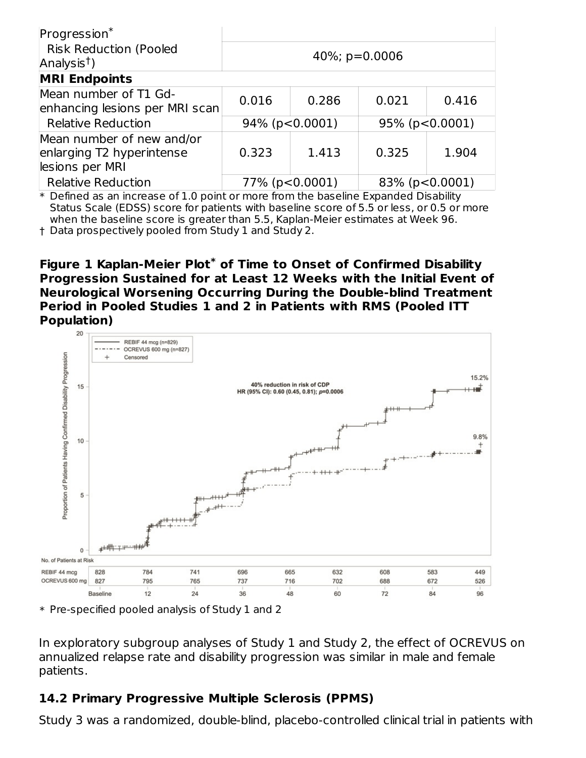| Progression* | | | | |
|---|---|---|---|---|
| Risk Reduction (Pooled Analysis†) | 40%; p=0.0006 | | | |
| **MRI Endpoints** | | | | |
| Mean number of T1 Gd-enhancing lesions per MRI scan | 0.016 | 0.286 | 0.021 | 0.416 |
| Relative Reduction | 94% (p<0.0001) | | 95% (p<0.0001) | |
| Mean number of new and/or enlarging T2 hyperintense lesions per MRI | 0.323 | 1.413 | 0.325 | 1.904 |
| Relative Reduction | 77% (p<0.0001) | | 83% (p<0.0001) | |

\* Defined as an increase of 1.0 point or more from the baseline Expanded Disability Status Scale (EDSS) score for patients with baseline score of 5.5 or less, or 0.5 or more when the baseline score is greater than 5.5, Kaplan-Meier estimates at Week 96.

† Data prospectively pooled from Study 1 and Study 2.

**Figure 1 Kaplan-Meier Plot* of Time to Onset of Confirmed Disability Progression Sustained for at Least 12 Weeks with the Initial Event of Neurological Worsening Occurring During the Double-blind Treatment Period in Pooled Studies 1 and 2 in Patients with RMS (Pooled ITT Population)**

No. of Patients at Risk

| | Baseline | 12 | 24 | 36 | 48 | 60 | 72 | 84 | 96 |
|---|---|---|---|---|---|---|---|---|---|
| REBIF 44 mcg | 828 | 784 | 741 | 696 | 665 | 632 | 608 | 583 | 449 |
| OCREVUS 600 mg | 827 | 795 | 765 | 737 | 716 | 702 | 688 | 672 | 526 |

\* Pre-specified pooled analysis of Study 1 and 2

In exploratory subgroup analyses of Study 1 and Study 2, the effect of OCREVUS on annualized relapse rate and disability progression was similar in male and female patients.

## 14.2 Primary Progressive Multiple Sclerosis (PPMS)

Study 3 was a randomized, double-blind, placebo-controlled clinical trial in patients with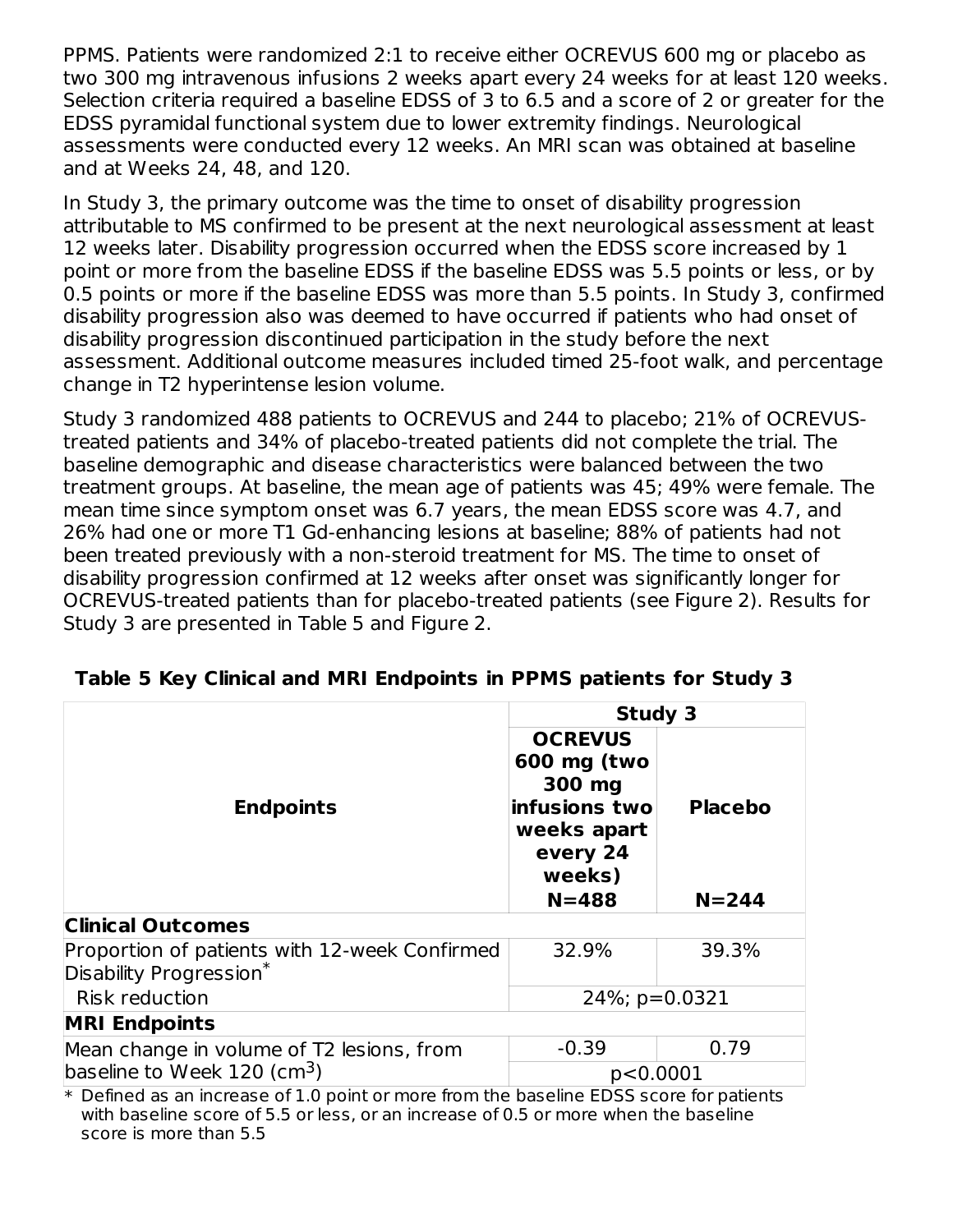PPMS. Patients were randomized 2:1 to receive either OCREVUS 600 mg or placebo as two 300 mg intravenous infusions 2 weeks apart every 24 weeks for at least 120 weeks. Selection criteria required a baseline EDSS of 3 to 6.5 and a score of 2 or greater for the EDSS pyramidal functional system due to lower extremity findings. Neurological assessments were conducted every 12 weeks. An MRI scan was obtained at baseline and at Weeks 24, 48, and 120.

In Study 3, the primary outcome was the time to onset of disability progression attributable to MS confirmed to be present at the next neurological assessment at least 12 weeks later. Disability progression occurred when the EDSS score increased by 1 point or more from the baseline EDSS if the baseline EDSS was 5.5 points or less, or by 0.5 points or more if the baseline EDSS was more than 5.5 points. In Study 3, confirmed disability progression also was deemed to have occurred if patients who had onset of disability progression discontinued participation in the study before the next assessment. Additional outcome measures included timed 25-foot walk, and percentage change in T2 hyperintense lesion volume.

Study 3 randomized 488 patients to OCREVUS and 244 to placebo; 21% of OCREVUS-treated patients and 34% of placebo-treated patients did not complete the trial. The baseline demographic and disease characteristics were balanced between the two treatment groups. At baseline, the mean age of patients was 45; 49% were female. The mean time since symptom onset was 6.7 years, the mean EDSS score was 4.7, and 26% had one or more T1 Gd-enhancing lesions at baseline; 88% of patients had not been treated previously with a non-steroid treatment for MS. The time to onset of disability progression confirmed at 12 weeks after onset was significantly longer for OCREVUS-treated patients than for placebo-treated patients (see Figure 2). Results for Study 3 are presented in Table 5 and Figure 2.

**Table 5 Key Clinical and MRI Endpoints in PPMS patients for Study 3**

| Endpoints | Study 3 | |
|---|---|---|
| | **OCREVUS 600 mg (two 300 mg infusions two weeks apart every 24 weeks) N=488** | **Placebo N=244** |
| **Clinical Outcomes** | | |
| Proportion of patients with 12-week Confirmed Disability Progression* | 32.9% | 39.3% |
| Risk reduction | 24%; p=0.0321 | |
| **MRI Endpoints** | | |
| Mean change in volume of T2 lesions, from baseline to Week 120 ($cm^3$) | -0.39 | 0.79 |
| | p<0.0001 | |

\* Defined as an increase of 1.0 point or more from the baseline EDSS score for patients with baseline score of 5.5 or less, or an increase of 0.5 or more when the baseline score is more than 5.5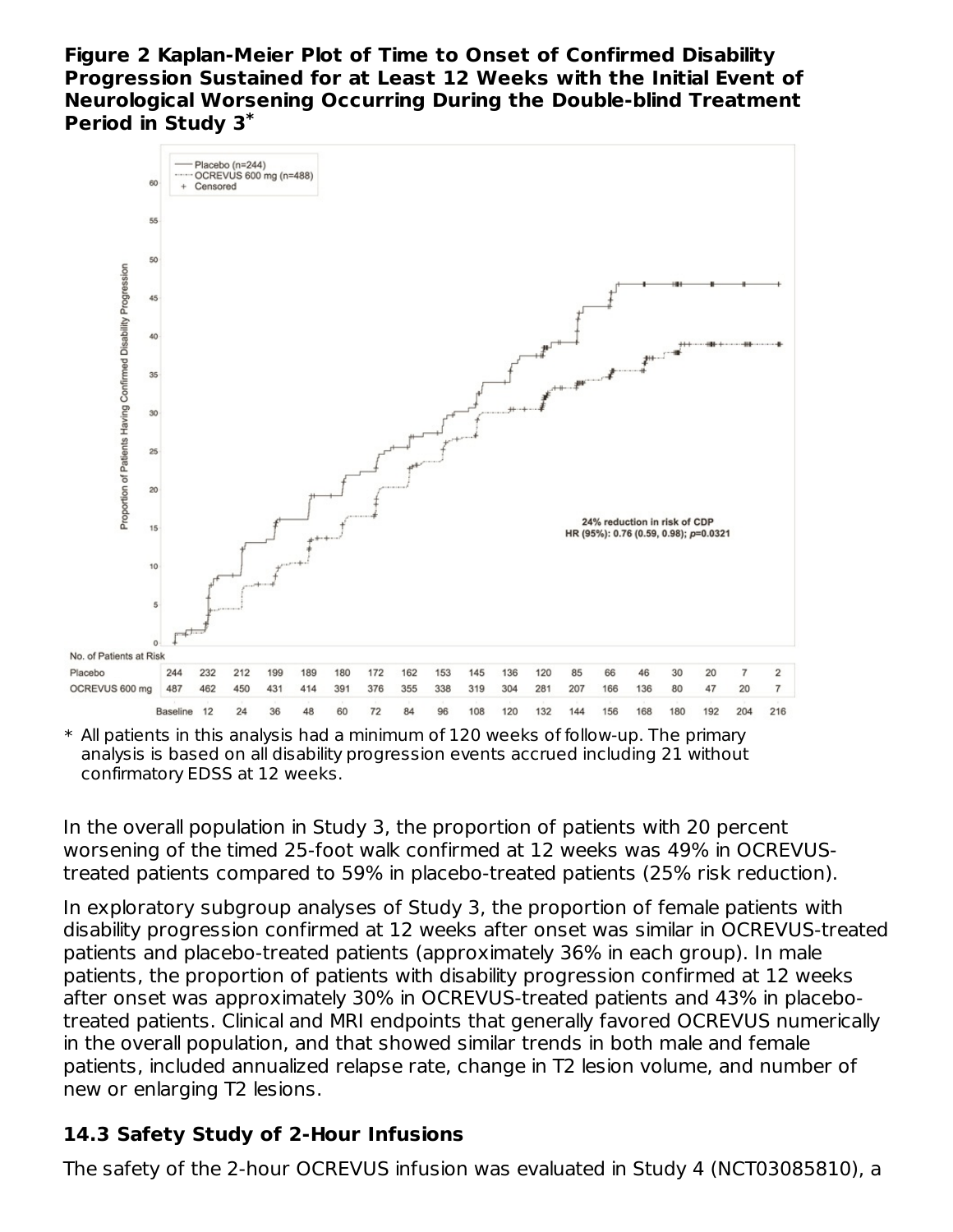**Figure 2 Kaplan-Meier Plot of Time to Onset of Confirmed Disability Progression Sustained for at Least 12 Weeks with the Initial Event of Neurological Worsening Occurring During the Double-blind Treatment Period in Study 3***

| No. of Patients at Risk | Baseline | 12 | 24 | 36 | 48 | 60 | 72 | 84 | 96 | 108 | 120 | 132 | 144 | 156 | 168 | 180 | 192 | 204 | 216 |
|---|---|---|---|---|---|---|---|---|---|---|---|---|---|---|---|---|---|---|---|
| Placebo | 244 | 232 | 212 | 199 | 189 | 180 | 172 | 162 | 153 | 145 | 136 | 120 | 85 | 66 | 46 | 30 | 20 | 7 | 2 |
| OCREVUS 600 mg | 487 | 462 | 450 | 431 | 414 | 391 | 376 | 355 | 338 | 319 | 304 | 281 | 207 | 166 | 136 | 80 | 47 | 20 | 7 |

24% reduction in risk of CDP
HR (95%): 0.76 (0.59, 0.98); $p$=0.0321

\* All patients in this analysis had a minimum of 120 weeks of follow-up. The primary analysis is based on all disability progression events accrued including 21 without confirmatory EDSS at 12 weeks.

In the overall population in Study 3, the proportion of patients with 20 percent worsening of the timed 25-foot walk confirmed at 12 weeks was 49% in OCREVUS-treated patients compared to 59% in placebo-treated patients (25% risk reduction).

In exploratory subgroup analyses of Study 3, the proportion of female patients with disability progression confirmed at 12 weeks after onset was similar in OCREVUS-treated patients and placebo-treated patients (approximately 36% in each group). In male patients, the proportion of patients with disability progression confirmed at 12 weeks after onset was approximately 30% in OCREVUS-treated patients and 43% in placebo-treated patients. Clinical and MRI endpoints that generally favored OCREVUS numerically in the overall population, and that showed similar trends in both male and female patients, included annualized relapse rate, change in T2 lesion volume, and number of new or enlarging T2 lesions.

### 14.3 Safety Study of 2-Hour Infusions

The safety of the 2-hour OCREVUS infusion was evaluated in Study 4 (NCT03085810), a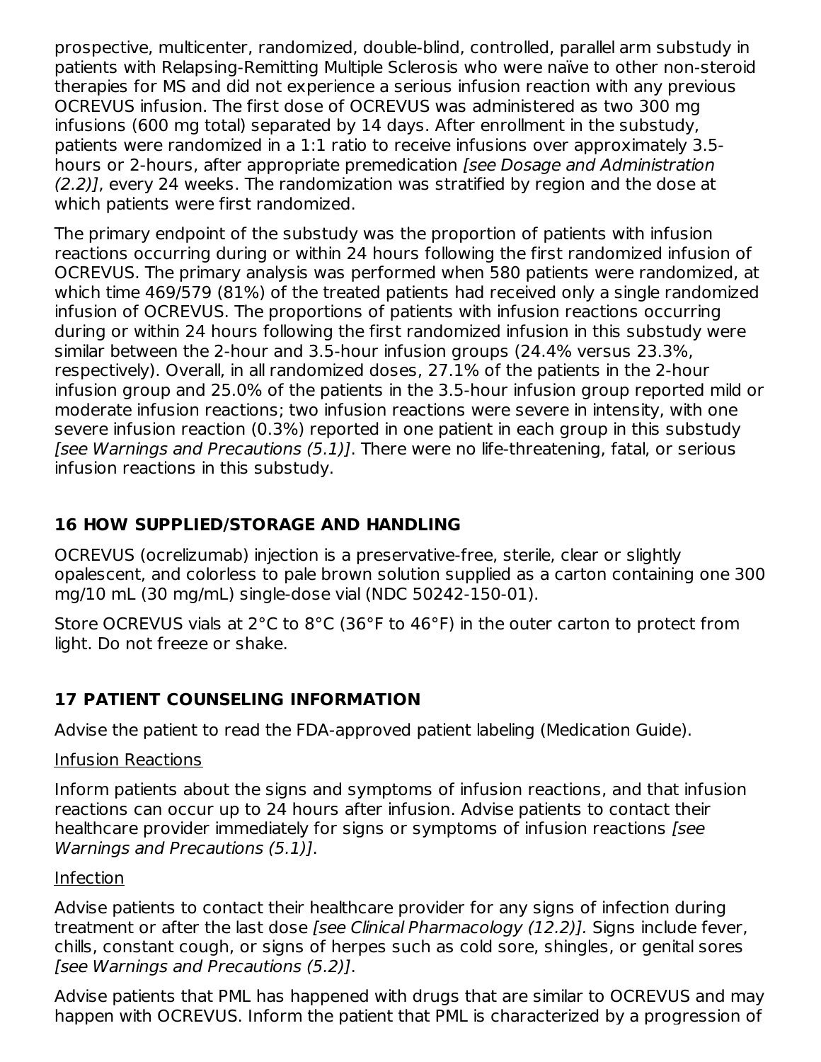prospective, multicenter, randomized, double-blind, controlled, parallel arm substudy in patients with Relapsing-Remitting Multiple Sclerosis who were naïve to other non-steroid therapies for MS and did not experience a serious infusion reaction with any previous OCREVUS infusion. The first dose of OCREVUS was administered as two 300 mg infusions (600 mg total) separated by 14 days. After enrollment in the substudy, patients were randomized in a 1:1 ratio to receive infusions over approximately 3.5-hours or 2-hours, after appropriate premedication *[see Dosage and Administration (2.2)]*, every 24 weeks. The randomization was stratified by region and the dose at which patients were first randomized.

The primary endpoint of the substudy was the proportion of patients with infusion reactions occurring during or within 24 hours following the first randomized infusion of OCREVUS. The primary analysis was performed when 580 patients were randomized, at which time 469/579 (81%) of the treated patients had received only a single randomized infusion of OCREVUS. The proportions of patients with infusion reactions occurring during or within 24 hours following the first randomized infusion in this substudy were similar between the 2-hour and 3.5-hour infusion groups (24.4% versus 23.3%, respectively). Overall, in all randomized doses, 27.1% of the patients in the 2-hour infusion group and 25.0% of the patients in the 3.5-hour infusion group reported mild or moderate infusion reactions; two infusion reactions were severe in intensity, with one severe infusion reaction (0.3%) reported in one patient in each group in this substudy *[see Warnings and Precautions (5.1)]*. There were no life-threatening, fatal, or serious infusion reactions in this substudy.

## 16 HOW SUPPLIED/STORAGE AND HANDLING

OCREVUS (ocrelizumab) injection is a preservative-free, sterile, clear or slightly opalescent, and colorless to pale brown solution supplied as a carton containing one 300 mg/10 mL (30 mg/mL) single-dose vial (NDC 50242-150-01).

Store OCREVUS vials at 2°C to 8°C (36°F to 46°F) in the outer carton to protect from light. Do not freeze or shake.

## 17 PATIENT COUNSELING INFORMATION

Advise the patient to read the FDA-approved patient labeling (Medication Guide).

Infusion Reactions

Inform patients about the signs and symptoms of infusion reactions, and that infusion reactions can occur up to 24 hours after infusion. Advise patients to contact their healthcare provider immediately for signs or symptoms of infusion reactions *[see Warnings and Precautions (5.1)]*.

Infection

Advise patients to contact their healthcare provider for any signs of infection during treatment or after the last dose *[see Clinical Pharmacology (12.2)]*. Signs include fever, chills, constant cough, or signs of herpes such as cold sore, shingles, or genital sores *[see Warnings and Precautions (5.2)]*.

Advise patients that PML has happened with drugs that are similar to OCREVUS and may happen with OCREVUS. Inform the patient that PML is characterized by a progression of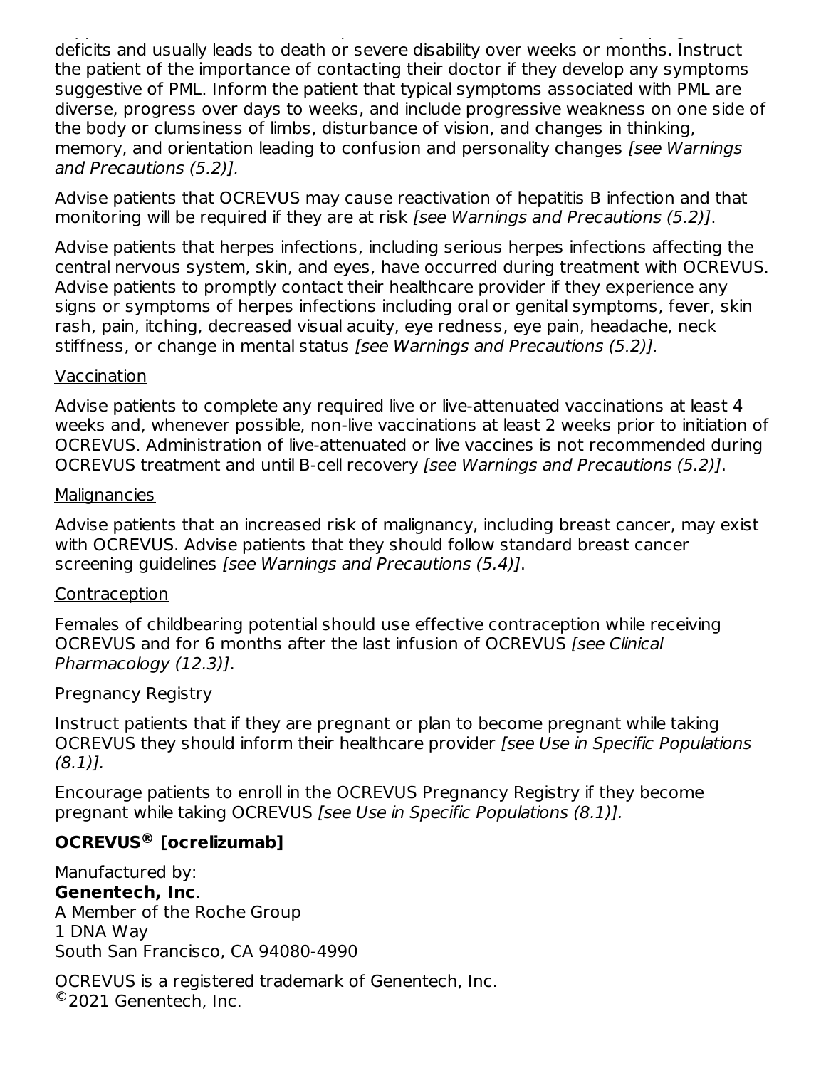deficits and usually leads to death or severe disability over weeks or months. Instruct the patient of the importance of contacting their doctor if they develop any symptoms suggestive of PML. Inform the patient that typical symptoms associated with PML are diverse, progress over days to weeks, and include progressive weakness on one side of the body or clumsiness of limbs, disturbance of vision, and changes in thinking, memory, and orientation leading to confusion and personality changes *[see Warnings and Precautions (5.2)].*

Advise patients that OCREVUS may cause reactivation of hepatitis B infection and that monitoring will be required if they are at risk *[see Warnings and Precautions (5.2)]*.

Advise patients that herpes infections, including serious herpes infections affecting the central nervous system, skin, and eyes, have occurred during treatment with OCREVUS. Advise patients to promptly contact their healthcare provider if they experience any signs or symptoms of herpes infections including oral or genital symptoms, fever, skin rash, pain, itching, decreased visual acuity, eye redness, eye pain, headache, neck stiffness, or change in mental status *[see Warnings and Precautions (5.2)].*

Vaccination

Advise patients to complete any required live or live-attenuated vaccinations at least 4 weeks and, whenever possible, non-live vaccinations at least 2 weeks prior to initiation of OCREVUS. Administration of live-attenuated or live vaccines is not recommended during OCREVUS treatment and until B-cell recovery *[see Warnings and Precautions (5.2)]*.

Malignancies

Advise patients that an increased risk of malignancy, including breast cancer, may exist with OCREVUS. Advise patients that they should follow standard breast cancer screening guidelines *[see Warnings and Precautions (5.4)]*.

Contraception

Females of childbearing potential should use effective contraception while receiving OCREVUS and for 6 months after the last infusion of OCREVUS *[see Clinical Pharmacology (12.3)]*.

Pregnancy Registry

Instruct patients that if they are pregnant or plan to become pregnant while taking OCREVUS they should inform their healthcare provider *[see Use in Specific Populations (8.1)].*

Encourage patients to enroll in the OCREVUS Pregnancy Registry if they become pregnant while taking OCREVUS *[see Use in Specific Populations (8.1)].*

**OCREVUS® [ocrelizumab]**

Manufactured by:
**Genentech, Inc**.
A Member of the Roche Group
1 DNA Way
South San Francisco, CA 94080-4990

OCREVUS is a registered trademark of Genentech, Inc.
©2021 Genentech, Inc.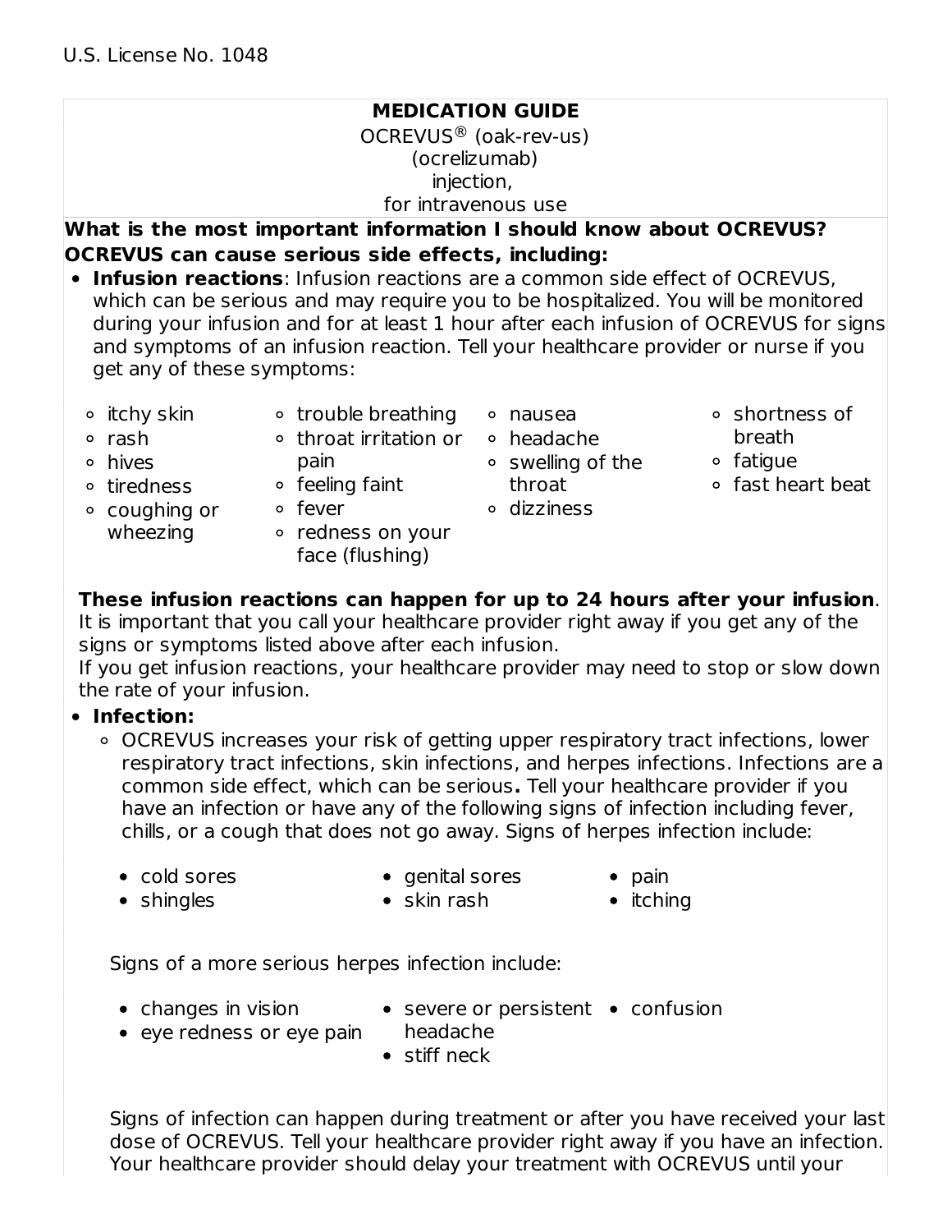U.S. License No. 1048

**MEDICATION GUIDE**
OCREVUS® (oak-rev-us)
(ocrelizumab)
injection,
for intravenous use

**What is the most important information I should know about OCREVUS?**

**OCREVUS can cause serious side effects, including:**

- **Infusion reactions**: Infusion reactions are a common side effect of OCREVUS, which can be serious and may require you to be hospitalized. You will be monitored during your infusion and for at least 1 hour after each infusion of OCREVUS for signs and symptoms of an infusion reaction. Tell your healthcare provider or nurse if you get any of these symptoms:
    - itchy skin
    - rash
    - hives
    - tiredness
    - coughing or wheezing
    - trouble breathing
    - throat irritation or pain
    - feeling faint
    - fever
    - redness on your face (flushing)
    - nausea
    - headache
    - swelling of the throat
    - dizziness
    - shortness of breath
    - fatigue
    - fast heart beat

  **These infusion reactions can happen for up to 24 hours after your infusion**. It is important that you call your healthcare provider right away if you get any of the signs or symptoms listed above after each infusion.
  If you get infusion reactions, your healthcare provider may need to stop or slow down the rate of your infusion.

- **Infection:**
    - OCREVUS increases your risk of getting upper respiratory tract infections, lower respiratory tract infections, skin infections, and herpes infections. Infections are a common side effect, which can be serious**.** Tell your healthcare provider if you have an infection or have any of the following signs of infection including fever, chills, or a cough that does not go away. Signs of herpes infection include:
        - cold sores
        - shingles
        - genital sores
        - skin rash
        - pain
        - itching

      Signs of a more serious herpes infection include:
        - changes in vision
        - eye redness or eye pain
        - severe or persistent headache
        - stiff neck
        - confusion

      Signs of infection can happen during treatment or after you have received your last dose of OCREVUS. Tell your healthcare provider right away if you have an infection. Your healthcare provider should delay your treatment with OCREVUS until your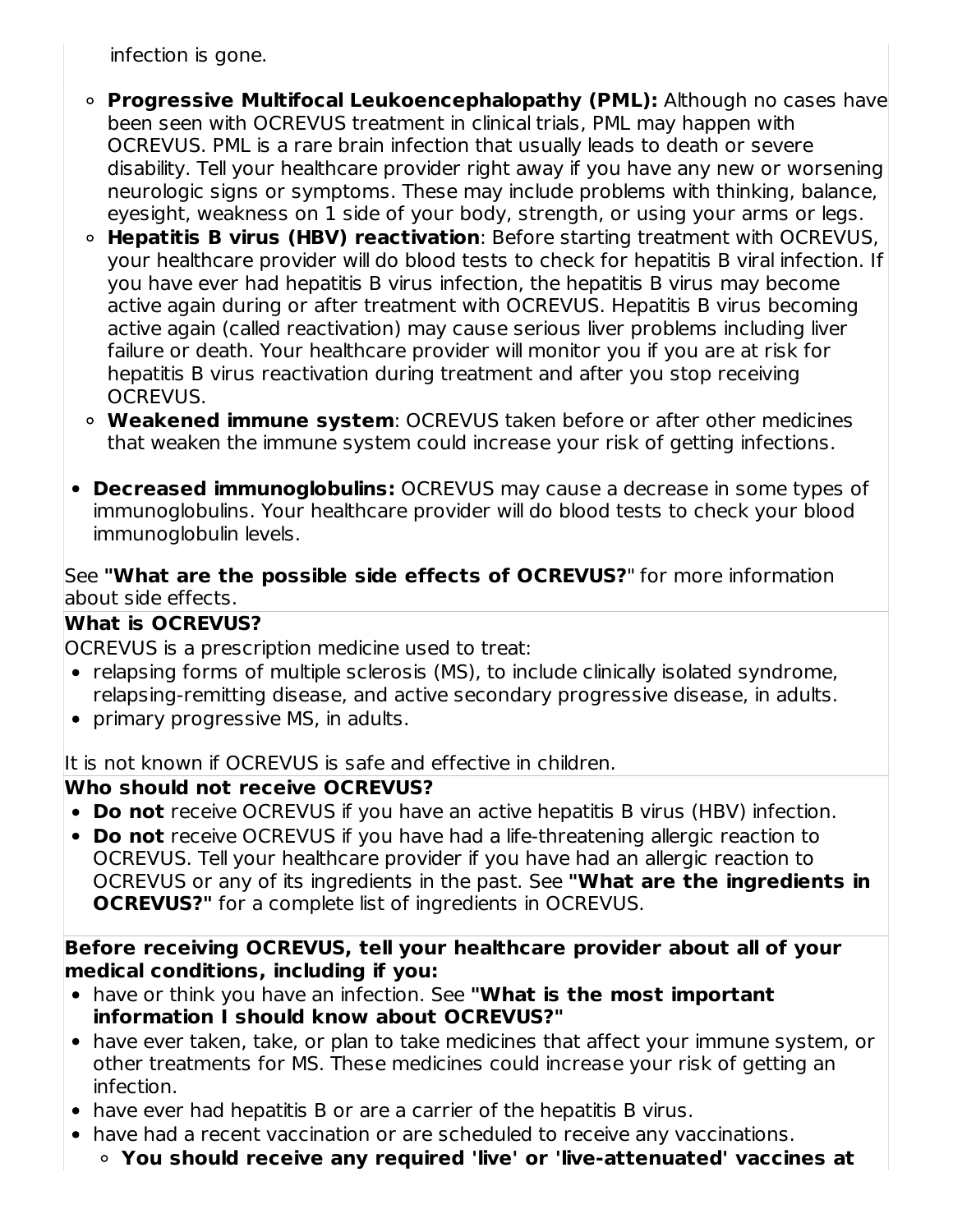infection is gone.

    - **Progressive Multifocal Leukoencephalopathy (PML):** Although no cases have been seen with OCREVUS treatment in clinical trials, PML may happen with OCREVUS. PML is a rare brain infection that usually leads to death or severe disability. Tell your healthcare provider right away if you have any new or worsening neurologic signs or symptoms. These may include problems with thinking, balance, eyesight, weakness on 1 side of your body, strength, or using your arms or legs.
    - **Hepatitis B virus (HBV) reactivation**: Before starting treatment with OCREVUS, your healthcare provider will do blood tests to check for hepatitis B viral infection. If you have ever had hepatitis B virus infection, the hepatitis B virus may become active again during or after treatment with OCREVUS. Hepatitis B virus becoming active again (called reactivation) may cause serious liver problems including liver failure or death. Your healthcare provider will monitor you if you are at risk for hepatitis B virus reactivation during treatment and after you stop receiving OCREVUS.
    - **Weakened immune system**: OCREVUS taken before or after other medicines that weaken the immune system could increase your risk of getting infections.

- **Decreased immunoglobulins:** OCREVUS may cause a decrease in some types of immunoglobulins. Your healthcare provider will do blood tests to check your blood immunoglobulin levels.

See **"What are the possible side effects of OCREVUS?"** for more information about side effects.

**What is OCREVUS?**

OCREVUS is a prescription medicine used to treat:

- relapsing forms of multiple sclerosis (MS), to include clinically isolated syndrome, relapsing-remitting disease, and active secondary progressive disease, in adults.
- primary progressive MS, in adults.

It is not known if OCREVUS is safe and effective in children.

**Who should not receive OCREVUS?**

- **Do not** receive OCREVUS if you have an active hepatitis B virus (HBV) infection.
- **Do not** receive OCREVUS if you have had a life-threatening allergic reaction to OCREVUS. Tell your healthcare provider if you have had an allergic reaction to OCREVUS or any of its ingredients in the past. See **"What are the ingredients in OCREVUS?"** for a complete list of ingredients in OCREVUS.

**Before receiving OCREVUS, tell your healthcare provider about all of your medical conditions, including if you:**

- have or think you have an infection. See **"What is the most important information I should know about OCREVUS?"**
- have ever taken, take, or plan to take medicines that affect your immune system, or other treatments for MS. These medicines could increase your risk of getting an infection.
- have ever had hepatitis B or are a carrier of the hepatitis B virus.
- have had a recent vaccination or are scheduled to receive any vaccinations.
    - **You should receive any required 'live' or 'live-attenuated' vaccines at**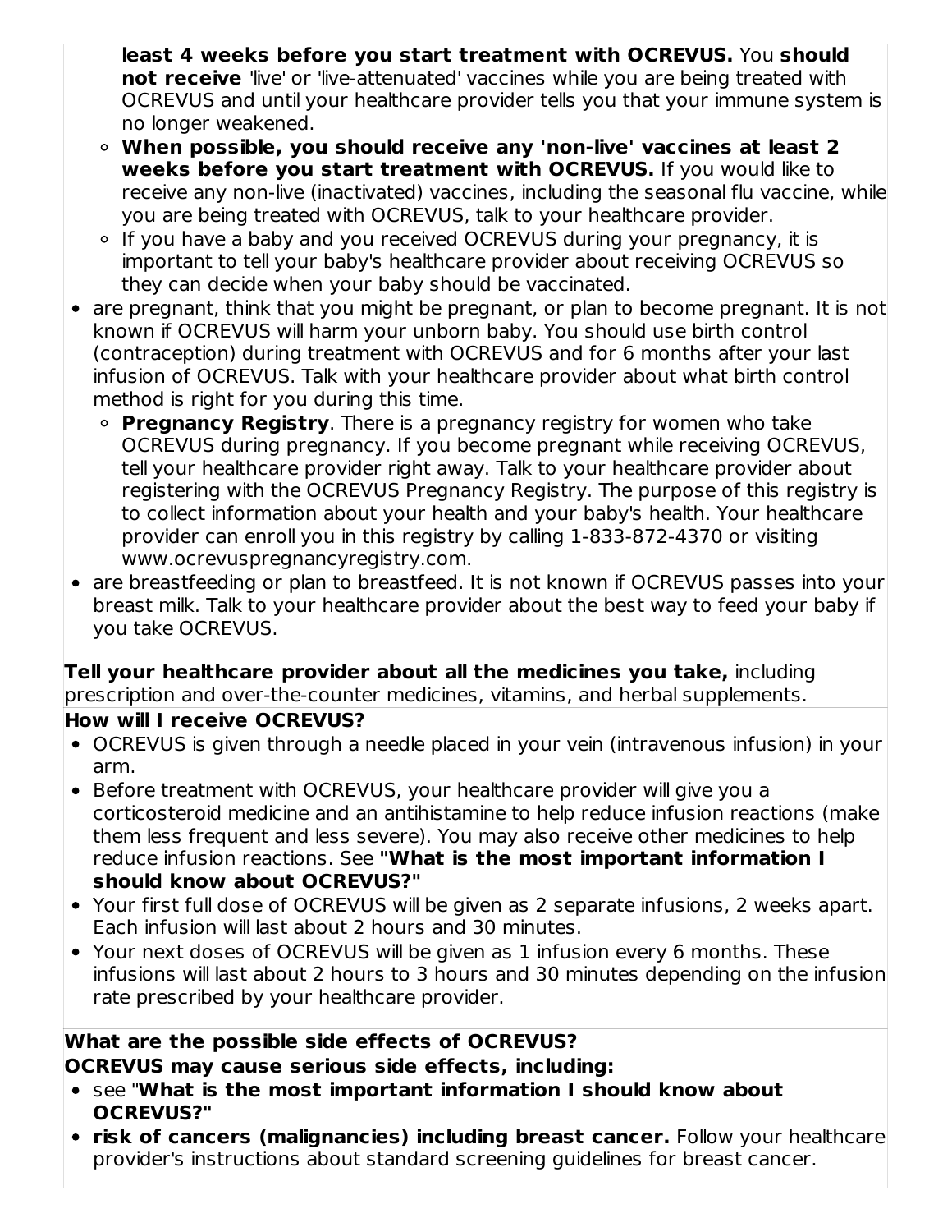- **least 4 weeks before you start treatment with OCREVUS.** You **should not receive** 'live' or 'live-attenuated' vaccines while you are being treated with OCREVUS and until your healthcare provider tells you that your immune system is no longer weakened.
    - **When possible, you should receive any 'non-live' vaccines at least 2 weeks before you start treatment with OCREVUS.** If you would like to receive any non-live (inactivated) vaccines, including the seasonal flu vaccine, while you are being treated with OCREVUS, talk to your healthcare provider.
    - If you have a baby and you received OCREVUS during your pregnancy, it is important to tell your baby's healthcare provider about receiving OCREVUS so they can decide when your baby should be vaccinated.
- are pregnant, think that you might be pregnant, or plan to become pregnant. It is not known if OCREVUS will harm your unborn baby. You should use birth control (contraception) during treatment with OCREVUS and for 6 months after your last infusion of OCREVUS. Talk with your healthcare provider about what birth control method is right for you during this time.
    - **Pregnancy Registry**. There is a pregnancy registry for women who take OCREVUS during pregnancy. If you become pregnant while receiving OCREVUS, tell your healthcare provider right away. Talk to your healthcare provider about registering with the OCREVUS Pregnancy Registry. The purpose of this registry is to collect information about your health and your baby's health. Your healthcare provider can enroll you in this registry by calling 1-833-872-4370 or visiting www.ocrevuspregnancyregistry.com.
- are breastfeeding or plan to breastfeed. It is not known if OCREVUS passes into your breast milk. Talk to your healthcare provider about the best way to feed your baby if you take OCREVUS.

**Tell your healthcare provider about all the medicines you take,** including prescription and over-the-counter medicines, vitamins, and herbal supplements.

**How will I receive OCREVUS?**

- OCREVUS is given through a needle placed in your vein (intravenous infusion) in your arm.
- Before treatment with OCREVUS, your healthcare provider will give you a corticosteroid medicine and an antihistamine to help reduce infusion reactions (make them less frequent and less severe). You may also receive other medicines to help reduce infusion reactions. See **"What is the most important information I should know about OCREVUS?"**
- Your first full dose of OCREVUS will be given as 2 separate infusions, 2 weeks apart. Each infusion will last about 2 hours and 30 minutes.
- Your next doses of OCREVUS will be given as 1 infusion every 6 months. These infusions will last about 2 hours to 3 hours and 30 minutes depending on the infusion rate prescribed by your healthcare provider.

**What are the possible side effects of OCREVUS?**

**OCREVUS may cause serious side effects, including:**

- see "**What is the most important information I should know about OCREVUS?"**
- **risk of cancers (malignancies) including breast cancer.** Follow your healthcare provider's instructions about standard screening guidelines for breast cancer.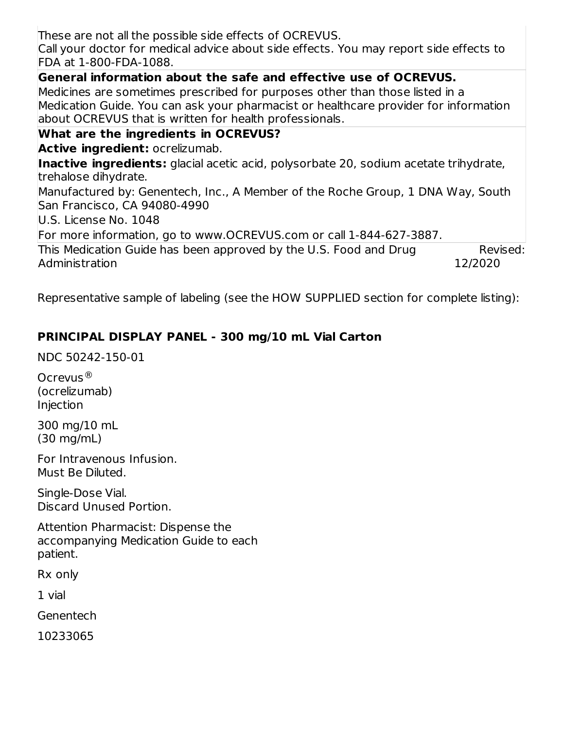These are not all the possible side effects of OCREVUS.
Call your doctor for medical advice about side effects. You may report side effects to FDA at 1-800-FDA-1088.

**General information about the safe and effective use of OCREVUS.**
Medicines are sometimes prescribed for purposes other than those listed in a Medication Guide. You can ask your pharmacist or healthcare provider for information about OCREVUS that is written for health professionals.

**What are the ingredients in OCREVUS?**
**Active ingredient:** ocrelizumab.
**Inactive ingredients:** glacial acetic acid, polysorbate 20, sodium acetate trihydrate, trehalose dihydrate.
Manufactured by: Genentech, Inc., A Member of the Roche Group, 1 DNA Way, South San Francisco, CA 94080-4990
U.S. License No. 1048
For more information, go to www.OCREVUS.com or call 1-844-627-3887.

This Medication Guide has been approved by the U.S. Food and Drug Administration — Revised: 12/2020

Representative sample of labeling (see the HOW SUPPLIED section for complete listing):

**PRINCIPAL DISPLAY PANEL - 300 mg/10 mL Vial Carton**

NDC 50242-150-01

Ocrevus®
(ocrelizumab)
Injection

300 mg/10 mL
(30 mg/mL)

For Intravenous Infusion.
Must Be Diluted.

Single-Dose Vial.
Discard Unused Portion.

Attention Pharmacist: Dispense the accompanying Medication Guide to each patient.

Rx only

1 vial

Genentech

10233065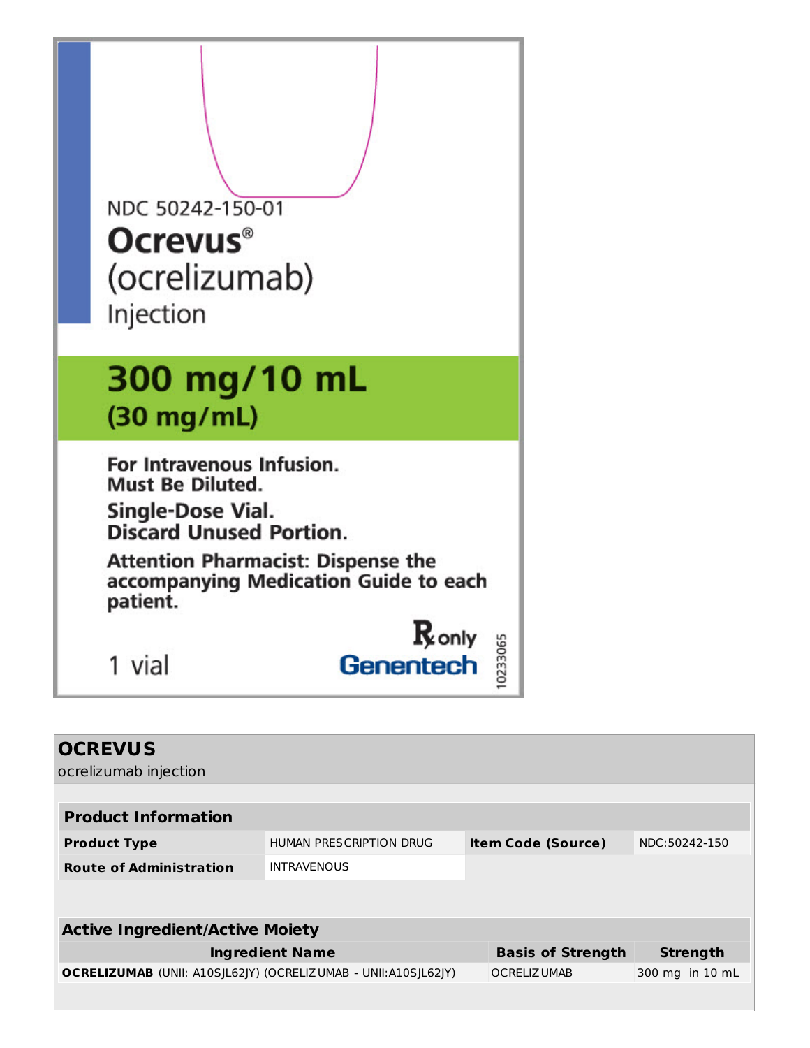NDC 50242-150-01

**Ocrevus®**

(ocrelizumab)

Injection

**300 mg/10 mL**

**(30 mg/mL)**

**For Intravenous Infusion.**
**Must Be Diluted.**

**Single-Dose Vial.**
**Discard Unused Portion.**

**Attention Pharmacist: Dispense the accompanying Medication Guide to each patient.**

1 vial

℞ only

Genentech

10233065

## OCREVUS

ocrelizumab injection

| **Product Information** | | | |
|---|---|---|---|
| **Product Type** | HUMAN PRESCRIPTION DRUG | **Item Code (Source)** | NDC:50242-150 |
| **Route of Administration** | INTRAVENOUS | | |

| **Active Ingredient/Active Moiety** | | |
|---|---|---|
| **Ingredient Name** | **Basis of Strength** | **Strength** |
| **OCRELIZUMAB** (UNII: A10SJL62JY) (OCRELIZUMAB - UNII:A10SJL62JY) | OCRELIZUMAB | 300 mg in 10 mL |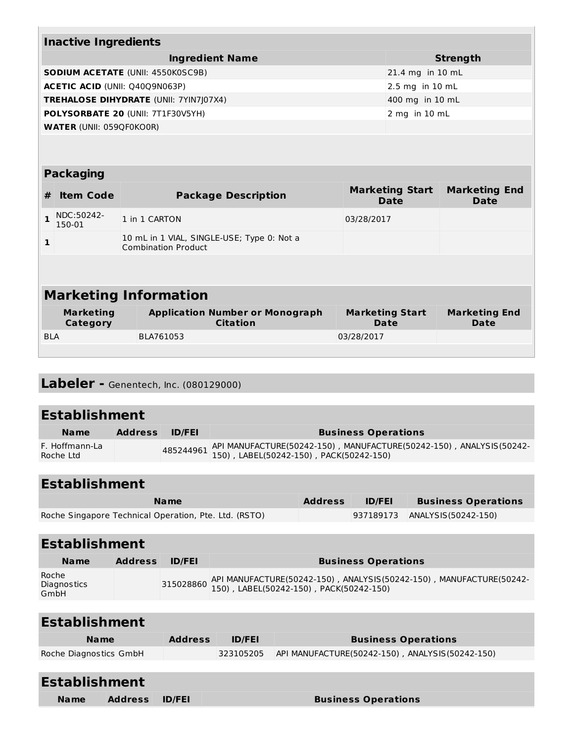## Inactive Ingredients

| Ingredient Name | Strength |
|---|---|
| **SODIUM ACETATE** (UNII: 4550K0SC9B) | 21.4 mg in 10 mL |
| **ACETIC ACID** (UNII: Q40Q9N063P) | 2.5 mg in 10 mL |
| **TREHALOSE DIHYDRATE** (UNII: 7YIN7J07X4) | 400 mg in 10 mL |
| **POLYSORBATE 20** (UNII: 7T1F30V5YH) | 2 mg in 10 mL |
| **WATER** (UNII: 059QF0KO0R) | |

## Packaging

| # | Item Code | Package Description | Marketing Start Date | Marketing End Date |
|---|---|---|---|---|
| 1 | NDC:50242-150-01 | 1 in 1 CARTON | 03/28/2017 | |
| 1 | | 10 mL in 1 VIAL, SINGLE-USE; Type 0: Not a Combination Product | | |

## Marketing Information

| Marketing Category | Application Number or Monograph Citation | Marketing Start Date | Marketing End Date |
|---|---|---|---|
| BLA | BLA761053 | 03/28/2017 | |

## Labeler - Genentech, Inc. (080129000)

## Establishment

| Name | Address | ID/FEI | Business Operations |
|---|---|---|---|
| F. Hoffmann-La Roche Ltd | | 485244961 | API MANUFACTURE(50242-150) , MANUFACTURE(50242-150) , ANALYSIS(50242-150) , LABEL(50242-150) , PACK(50242-150) |

## Establishment

| Name | Address | ID/FEI | Business Operations |
|---|---|---|---|
| Roche Singapore Technical Operation, Pte. Ltd. (RSTO) | | 937189173 | ANALYSIS(50242-150) |

## Establishment

| Name | Address | ID/FEI | Business Operations |
|---|---|---|---|
| Roche Diagnostics GmbH | | 315028860 | API MANUFACTURE(50242-150) , ANALYSIS(50242-150) , MANUFACTURE(50242-150) , LABEL(50242-150) , PACK(50242-150) |

## Establishment

| Name | Address | ID/FEI | Business Operations |
|---|---|---|---|
| Roche Diagnostics GmbH | | 323105205 | API MANUFACTURE(50242-150) , ANALYSIS(50242-150) |

## Establishment

| Name | Address | ID/FEI | Business Operations |
|---|---|---|---|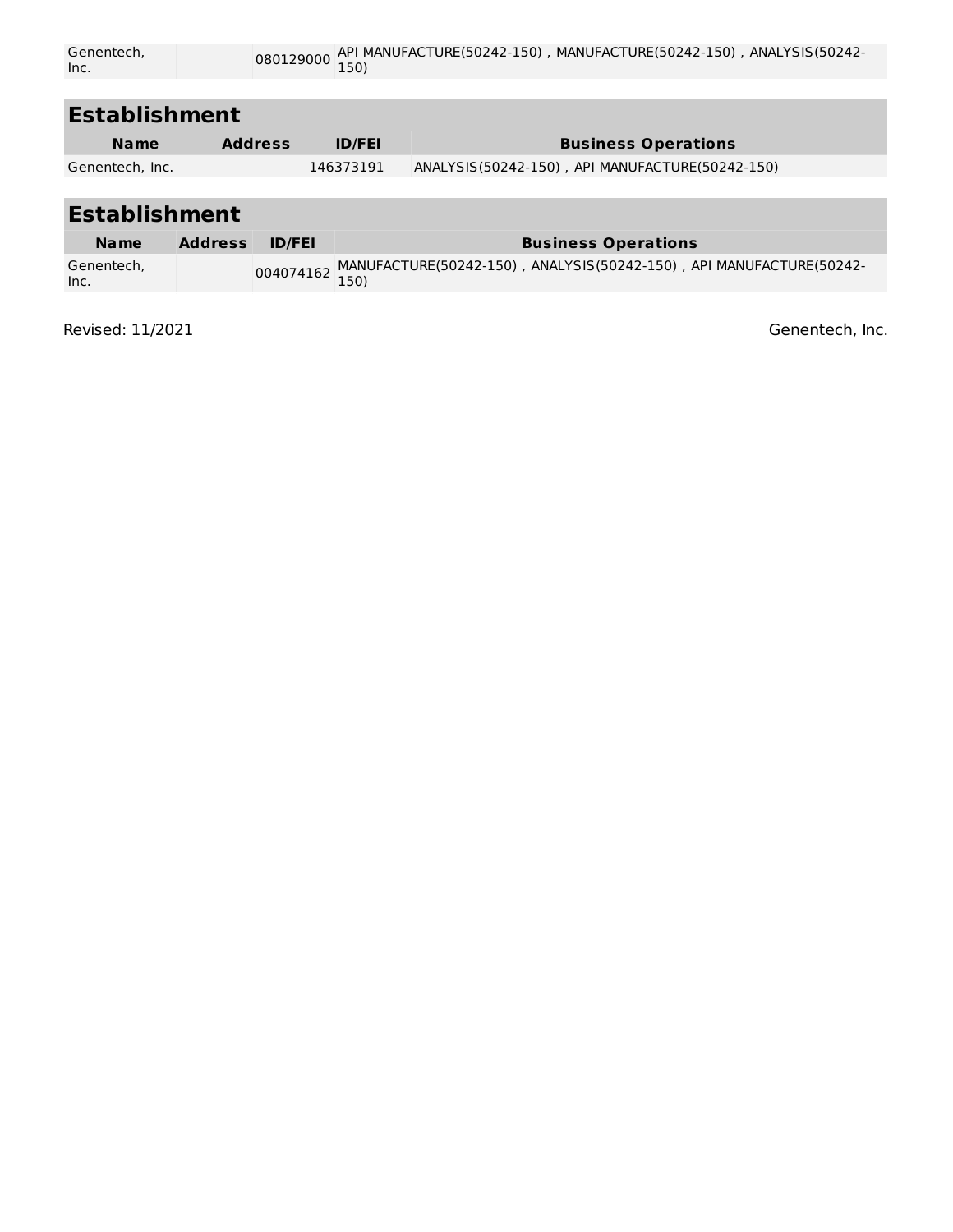| | | | |
|---|---|---|---|
| Genentech, Inc. | | 080129000 | API MANUFACTURE(50242-150) , MANUFACTURE(50242-150) , ANALYSIS(50242-150) |

## Establishment

| Name | Address | ID/FEI | Business Operations |
|---|---|---|---|
| Genentech, Inc. | | 146373191 | ANALYSIS(50242-150) , API MANUFACTURE(50242-150) |

## Establishment

| Name | Address | ID/FEI | Business Operations |
|---|---|---|---|
| Genentech, Inc. | | 004074162 | MANUFACTURE(50242-150) , ANALYSIS(50242-150) , API MANUFACTURE(50242-150) |

Revised: 11/2021 Genentech, Inc.